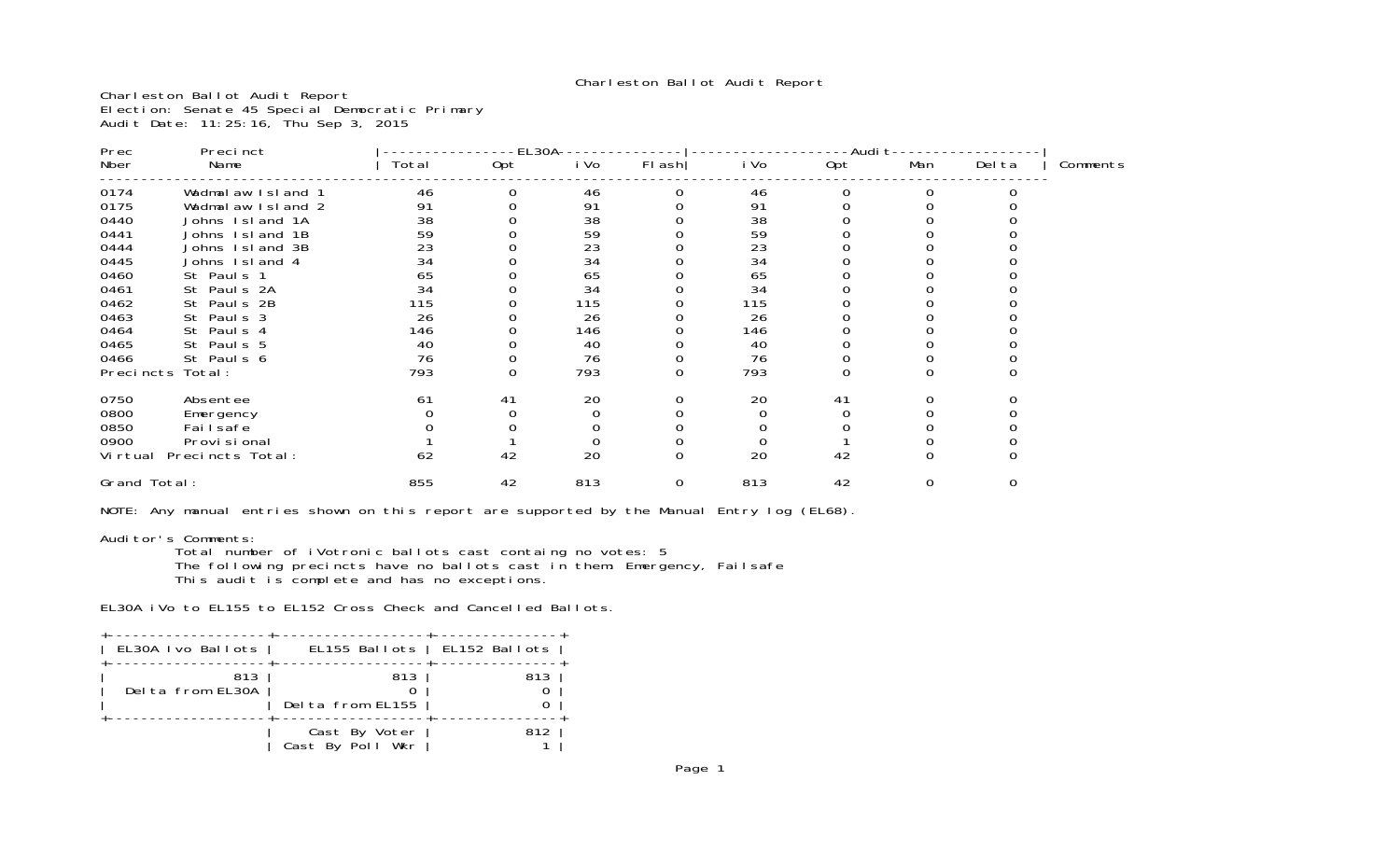# Charleston Ballot Audit Report

Charleston Ballot Audit Report
Election: Senate 45 Special Democratic Primary
Audit Date: 11:25:16, Thu Sep 3, 2015

| Prec Nber | Precinct Name | EL30A Total | EL30A Opt | EL30A iVo | EL30A Flash | Audit iVo | Audit Opt | Audit Man | Audit Delta | Comments |
|---|---|---|---|---|---|---|---|---|---|---|
| 0174 | Wadmalaw Island 1 | 46 | 0 | 46 | 0 | 46 | 0 | 0 | 0 | |
| 0175 | Wadmalaw Island 2 | 91 | 0 | 91 | 0 | 91 | 0 | 0 | 0 | |
| 0440 | Johns Island 1A | 38 | 0 | 38 | 0 | 38 | 0 | 0 | 0 | |
| 0441 | Johns Island 1B | 59 | 0 | 59 | 0 | 59 | 0 | 0 | 0 | |
| 0444 | Johns Island 3B | 23 | 0 | 23 | 0 | 23 | 0 | 0 | 0 | |
| 0445 | Johns Island 4 | 34 | 0 | 34 | 0 | 34 | 0 | 0 | 0 | |
| 0460 | St Pauls 1 | 65 | 0 | 65 | 0 | 65 | 0 | 0 | 0 | |
| 0461 | St Pauls 2A | 34 | 0 | 34 | 0 | 34 | 0 | 0 | 0 | |
| 0462 | St Pauls 2B | 115 | 0 | 115 | 0 | 115 | 0 | 0 | 0 | |
| 0463 | St Pauls 3 | 26 | 0 | 26 | 0 | 26 | 0 | 0 | 0 | |
| 0464 | St Pauls 4 | 146 | 0 | 146 | 0 | 146 | 0 | 0 | 0 | |
| 0465 | St Pauls 5 | 40 | 0 | 40 | 0 | 40 | 0 | 0 | 0 | |
| 0466 | St Pauls 6 | 76 | 0 | 76 | 0 | 76 | 0 | 0 | 0 | |
| Precincts Total: | | 793 | 0 | 793 | 0 | 793 | 0 | 0 | 0 | |
| 0750 | Absentee | 61 | 41 | 20 | 0 | 20 | 41 | 0 | 0 | |
| 0800 | Emergency | 0 | 0 | 0 | 0 | 0 | 0 | 0 | 0 | |
| 0850 | Failsafe | 0 | 0 | 0 | 0 | 0 | 0 | 0 | 0 | |
| 0900 | Provisional | 1 | 1 | 0 | 0 | 0 | 1 | 0 | 0 | |
| Virtual Precincts Total: | | 62 | 42 | 20 | 0 | 20 | 42 | 0 | 0 | |
| Grand Total: | | 855 | 42 | 813 | 0 | 813 | 42 | 0 | 0 | |

NOTE: Any manual entries shown on this report are supported by the Manual Entry log (EL68).

Auditor's Comments:
Total number of iVotronic ballots cast containg no votes: 5
The following precincts have no ballots cast in them: Emergency, Failsafe
This audit is complete and has no exceptions.

EL30A iVo to EL155 to EL152 Cross Check and Cancelled Ballots.

| EL30A Ivo Ballots | EL155 Ballots | EL152 Ballots |
|---|---|---|
| 813 | 813 | 813 |
| Delta from EL30A | 0 | 0 |
| | Delta from EL155 | 0 |
| | Cast By Voter | 812 |
| | Cast By Poll Wkr | 1 |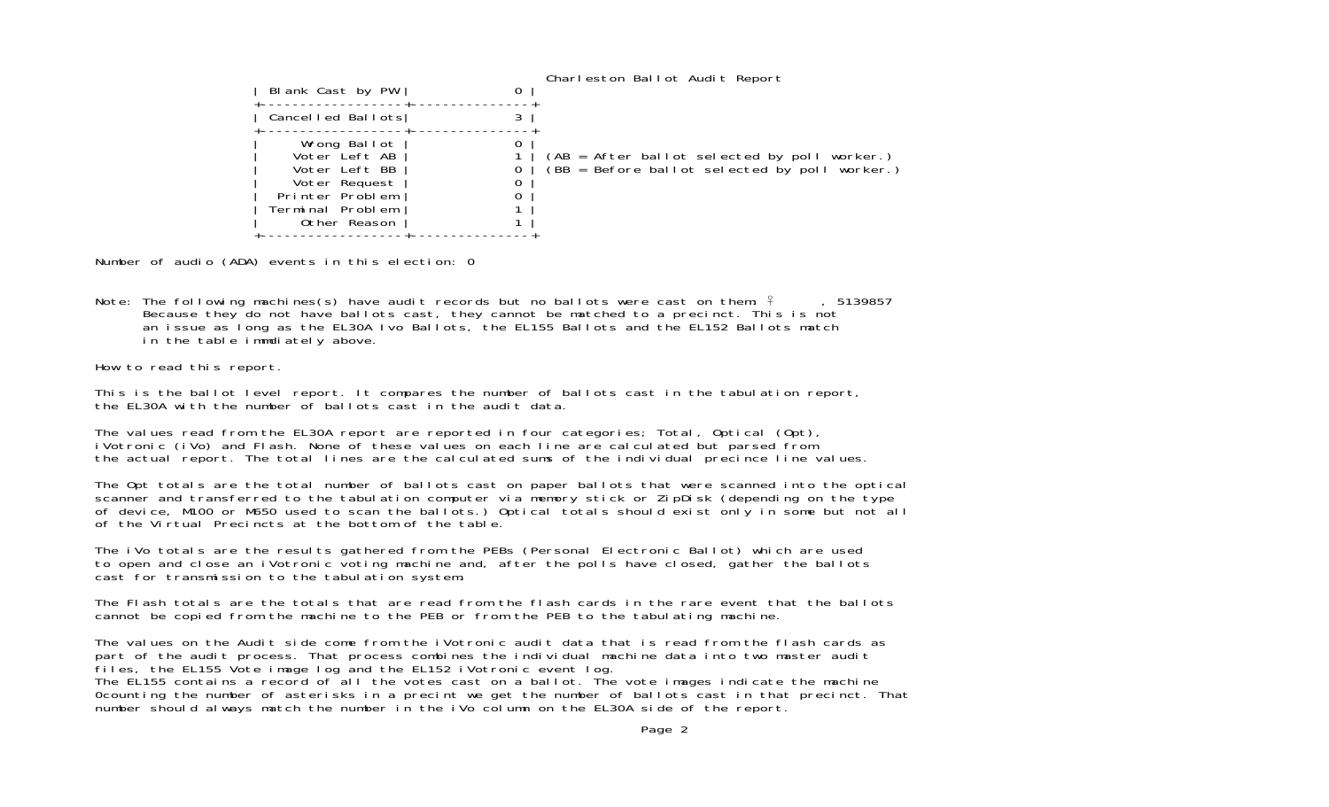Charleston Ballot Audit Report

| Blank Cast by PW | 0 |
|---|---|
| Cancelled Ballots | 3 |
| Wrong Ballot | 0 |
| Voter Left AB | 1 |
| Voter Left BB | 0 |
| Voter Request | 0 |
| Printer Problem | 0 |
| Terminal Problem | 1 |
| Other Reason | 1 |

(AB = After ballot selected by poll worker.)
(BB = Before ballot selected by poll worker.)

Number of audio (ADA) events in this election: 0

Note: The following machines(s) have audit records but no ballots were cast on them: ♀ , 5139857
Because they do not have ballots cast, they cannot be matched to a precinct. This is not an issue as long as the EL30A Ivo Ballots, the EL155 Ballots and the EL152 Ballots match in the table immdiately above.

How to read this report.

This is the ballot level report. It compares the number of ballots cast in the tabulation report, the EL30A with the number of ballots cast in the audit data.

The values read from the EL30A report are reported in four categories; Total, Optical (Opt), iVotronic (iVo) and Flash. None of these values on each line are calculated but parsed from the actual report. The total lines are the calculated sums of the individual precince line values.

The Opt totals are the total number of ballots cast on paper ballots that were scanned into the optical scanner and transferred to the tabulation computer via memory stick or ZipDisk (depending on the type of device, M100 or M650 used to scan the ballots.) Optical totals should exist only in some but not all of the Virtual Precincts at the bottom of the table.

The iVo totals are the results gathered from the PEBs (Personal Electronic Ballot) which are used to open and close an iVotronic voting machine and, after the polls have closed, gather the ballots cast for transmission to the tabulation system.

The Flash totals are the totals that are read from the flash cards in the rare event that the ballots cannot be copied from the machine to the PEB or from the PEB to the tabulating machine.

The values on the Audit side come from the iVotronic audit data that is read from the flash cards as part of the audit process. That process combines the individual machine data into two master audit files, the EL155 Vote image log and the EL152 iVotronic event log.
The EL155 contains a record of all the votes cast on a ballot. The vote images indicate the machine 0counting the number of asterisks in a precint we get the number of ballots cast in that precinct. That number should always match the number in the iVo column on the EL30A side of the report.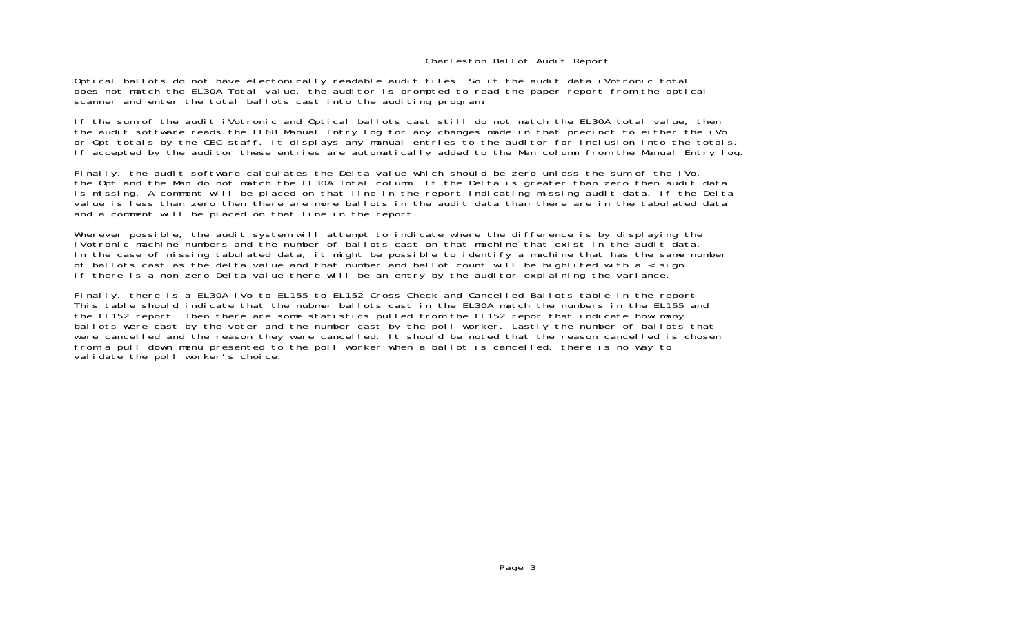# Charleston Ballot Audit Report

Optical ballots do not have electonically readable audit files. So if the audit data iVotronic total does not match the EL30A Total value, the auditor is prompted to read the paper report from the optical scanner and enter the total ballots cast into the auditing program.

If the sum of the audit iVotronic and Optical ballots cast still do not match the EL30A total value, then the audit software reads the EL68 Manual Entry log for any changes made in that precinct to either the iVo or Opt totals by the CEC staff. It displays any manual entries to the auditor for inclusion into the totals. If accepted by the auditor these entries are automatically added to the Man column from the Manual Entry log.

Finally, the audit software calculates the Delta value which should be zero unless the sum of the iVo, the Opt and the Man do not match the EL30A Total column. If the Delta is greater than zero then audit data is missing. A comment will be placed on that line in the report indicating missing audit data. If the Delta value is less than zero then there are more ballots in the audit data than there are in the tabulated data and a comment will be placed on that line in the report.

Wherever possible, the audit system will attempt to indicate where the difference is by displaying the iVotronic machine numbers and the number of ballots cast on that machine that exist in the audit data. In the case of missing tabulated data, it might be possible to identify a machine that has the same number of ballots cast as the delta value and that number and ballot count will be highlited with a < sign. If there is a non zero Delta value there will be an entry by the auditor explaining the variance.

Finally, there is a EL30A iVo to EL155 to EL152 Cross Check and Cancelled Ballots table in the report This table should indicate that the nubmer ballots cast in the EL30A match the numbers in the EL155 and the EL152 report. Then there are some statistics pulled from the EL152 repor that indicate how many ballots were cast by the voter and the number cast by the poll worker. Lastly the number of ballots that were cancelled and the reason they were cancelled. It should be noted that the reason cancelled is chosen from a pull down menu presented to the poll worker when a ballot is cancelled, there is no way to validate the poll worker's choice.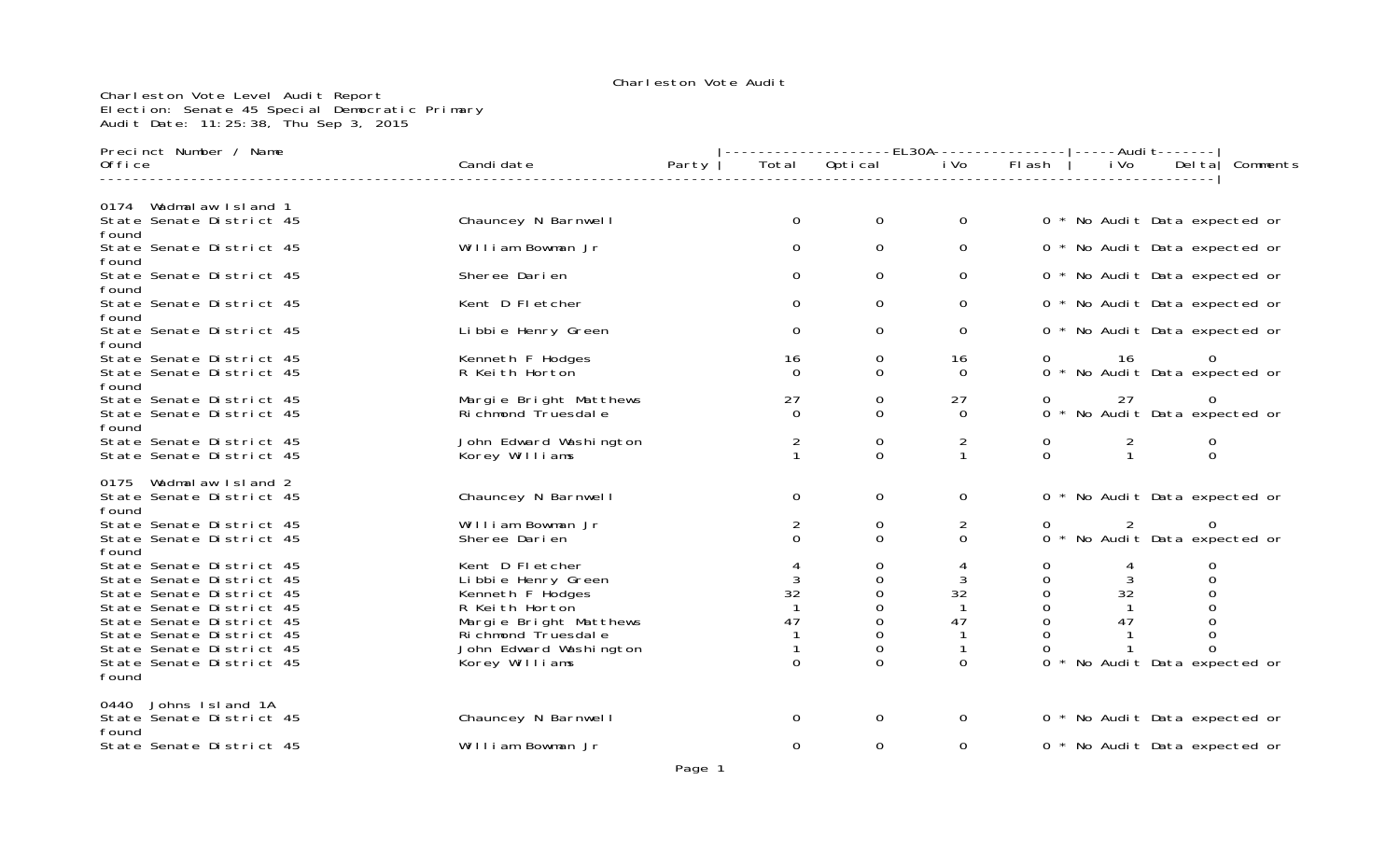Charleston Vote Audit

Charleston Vote Level Audit Report
Election: Senate 45 Special Democratic Primary
Audit Date: 11:25:38, Thu Sep 3, 2015

| Precinct Number / Name Office | Candidate | Party | EL30A Total | EL30A Optical | EL30A iVo | EL30A Flash | Audit iVo | Audit Delta | Comments |
|---|---|---|---|---|---|---|---|---|---|
| **0174 Wadmalaw Island 1** | | | | | | | | | |
| State Senate District 45 | Chauncey N Barnwell | | 0 | 0 | 0 | 0 | | | * No Audit Data expected or found |
| State Senate District 45 | William Bowman Jr | | 0 | 0 | 0 | 0 | | | * No Audit Data expected or found |
| State Senate District 45 | Sheree Darien | | 0 | 0 | 0 | 0 | | | * No Audit Data expected or found |
| State Senate District 45 | Kent D Fletcher | | 0 | 0 | 0 | 0 | | | * No Audit Data expected or found |
| State Senate District 45 | Libbie Henry Green | | 0 | 0 | 0 | 0 | | | * No Audit Data expected or found |
| State Senate District 45 | Kenneth F Hodges | | 16 | 0 | 16 | 0 | 16 | 0 | |
| State Senate District 45 | R Keith Horton | | 0 | 0 | 0 | 0 | | | * No Audit Data expected or found |
| State Senate District 45 | Margie Bright Matthews | | 27 | 0 | 27 | 0 | 27 | 0 | |
| State Senate District 45 | Richmond Truesdale | | 0 | 0 | 0 | 0 | | | * No Audit Data expected or found |
| State Senate District 45 | John Edward Washington | | 2 | 0 | 2 | 0 | 2 | 0 | |
| State Senate District 45 | Korey Williams | | 1 | 0 | 1 | 0 | 1 | 0 | |
| **0175 Wadmalaw Island 2** | | | | | | | | | |
| State Senate District 45 | Chauncey N Barnwell | | 0 | 0 | 0 | 0 | | | * No Audit Data expected or found |
| State Senate District 45 | William Bowman Jr | | 2 | 0 | 2 | 0 | 2 | 0 | |
| State Senate District 45 | Sheree Darien | | 0 | 0 | 0 | 0 | | | * No Audit Data expected or found |
| State Senate District 45 | Kent D Fletcher | | 4 | 0 | 4 | 0 | 4 | 0 | |
| State Senate District 45 | Libbie Henry Green | | 3 | 0 | 3 | 0 | 3 | 0 | |
| State Senate District 45 | Kenneth F Hodges | | 32 | 0 | 32 | 0 | 32 | 0 | |
| State Senate District 45 | R Keith Horton | | 1 | 0 | 1 | 0 | 1 | 0 | |
| State Senate District 45 | Margie Bright Matthews | | 47 | 0 | 47 | 0 | 47 | 0 | |
| State Senate District 45 | Richmond Truesdale | | 1 | 0 | 1 | 0 | 1 | 0 | |
| State Senate District 45 | John Edward Washington | | 1 | 0 | 1 | 0 | 1 | 0 | |
| State Senate District 45 | Korey Williams | | 0 | 0 | 0 | 0 | | | * No Audit Data expected or found |
| **0440 Johns Island 1A** | | | | | | | | | |
| State Senate District 45 | Chauncey N Barnwell | | 0 | 0 | 0 | 0 | | | * No Audit Data expected or found |
| State Senate District 45 | William Bowman Jr | | 0 | 0 | 0 | 0 | | | * No Audit Data expected or |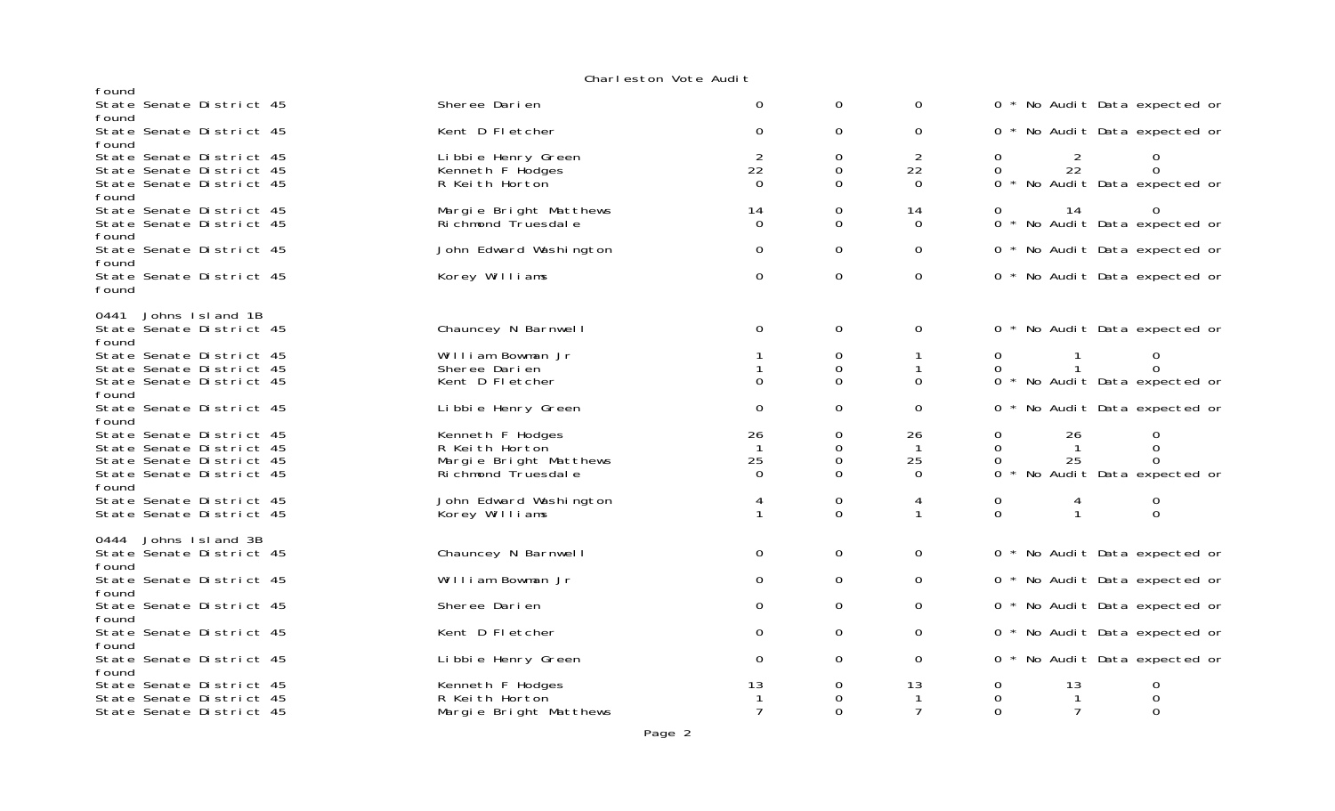Charleston Vote Audit

found

| | | | | | | | |
|---|---|---|---|---|---|---|---|
| State Senate District 45 | Sheree Darien | 0 | 0 | 0 | 0 * No Audit Data expected or found | | |
| State Senate District 45 | Kent D Fletcher | 0 | 0 | 0 | 0 * No Audit Data expected or found | | |
| State Senate District 45 | Libbie Henry Green | 2 | 0 | 2 | 0 | 2 | 0 |
| State Senate District 45 | Kenneth F Hodges | 22 | 0 | 22 | 0 | 22 | 0 |
| State Senate District 45 | R Keith Horton | 0 | 0 | 0 | 0 * No Audit Data expected or found | | |
| State Senate District 45 | Margie Bright Matthews | 14 | 0 | 14 | 0 | 14 | 0 |
| State Senate District 45 | Richmond Truesdale | 0 | 0 | 0 | 0 * No Audit Data expected or found | | |
| State Senate District 45 | John Edward Washington | 0 | 0 | 0 | 0 * No Audit Data expected or found | | |
| State Senate District 45 | Korey Williams | 0 | 0 | 0 | 0 * No Audit Data expected or found | | |

0441 Johns Island 1B

| | | | | | | | |
|---|---|---|---|---|---|---|---|
| State Senate District 45 | Chauncey N Barnwell | 0 | 0 | 0 | 0 * No Audit Data expected or found | | |
| State Senate District 45 | William Bowman Jr | 1 | 0 | 1 | 0 | 1 | 0 |
| State Senate District 45 | Sheree Darien | 1 | 0 | 1 | 0 | 1 | 0 |
| State Senate District 45 | Kent D Fletcher | 0 | 0 | 0 | 0 * No Audit Data expected or found | | |
| State Senate District 45 | Libbie Henry Green | 0 | 0 | 0 | 0 * No Audit Data expected or found | | |
| State Senate District 45 | Kenneth F Hodges | 26 | 0 | 26 | 0 | 26 | 0 |
| State Senate District 45 | R Keith Horton | 1 | 0 | 1 | 0 | 1 | 0 |
| State Senate District 45 | Margie Bright Matthews | 25 | 0 | 25 | 0 | 25 | 0 |
| State Senate District 45 | Richmond Truesdale | 0 | 0 | 0 | 0 * No Audit Data expected or found | | |
| State Senate District 45 | John Edward Washington | 4 | 0 | 4 | 0 | 4 | 0 |
| State Senate District 45 | Korey Williams | 1 | 0 | 1 | 0 | 1 | 0 |

0444 Johns Island 3B

| | | | | | | | |
|---|---|---|---|---|---|---|---|
| State Senate District 45 | Chauncey N Barnwell | 0 | 0 | 0 | 0 * No Audit Data expected or found | | |
| State Senate District 45 | William Bowman Jr | 0 | 0 | 0 | 0 * No Audit Data expected or found | | |
| State Senate District 45 | Sheree Darien | 0 | 0 | 0 | 0 * No Audit Data expected or found | | |
| State Senate District 45 | Kent D Fletcher | 0 | 0 | 0 | 0 * No Audit Data expected or found | | |
| State Senate District 45 | Libbie Henry Green | 0 | 0 | 0 | 0 * No Audit Data expected or found | | |
| State Senate District 45 | Kenneth F Hodges | 13 | 0 | 13 | 0 | 13 | 0 |
| State Senate District 45 | R Keith Horton | 1 | 0 | 1 | 0 | 1 | 0 |
| State Senate District 45 | Margie Bright Matthews | 7 | 0 | 7 | 0 | 7 | 0 |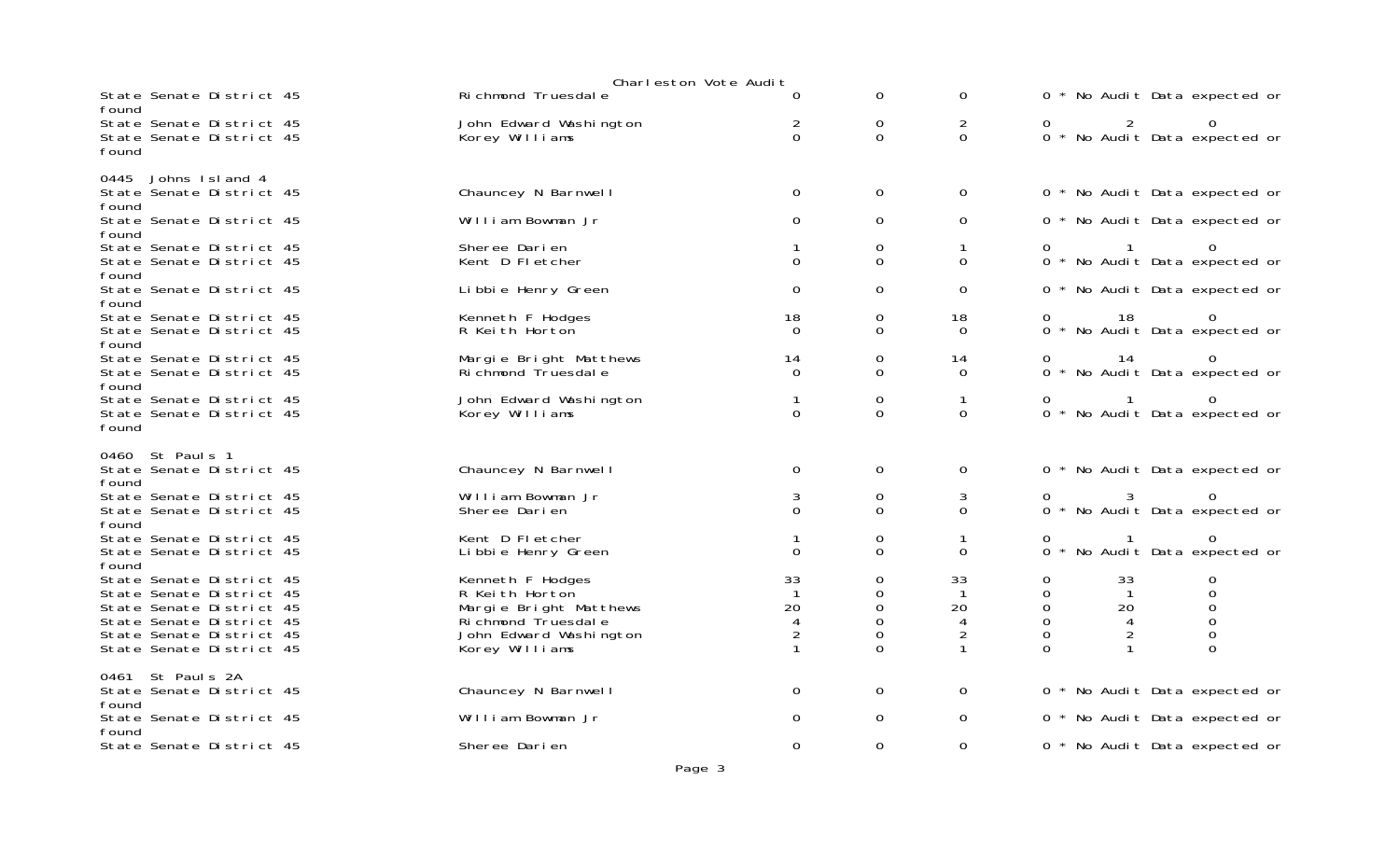Charleston Vote Audit

| Contest | Candidate | | | | | | |
|---|---|---|---|---|---|---|---|
| State Senate District 45 | Richmond Truesdale | 0 | 0 | 0 | 0 * No Audit Data expected or found | | |
| State Senate District 45 | John Edward Washington | 2 | 0 | 2 | 0 | 2 | 0 |
| State Senate District 45 | Korey Williams | 0 | 0 | 0 | 0 * No Audit Data expected or found | | |
| **0445 Johns Island 4** | | | | | | | |
| State Senate District 45 | Chauncey N Barnwell | 0 | 0 | 0 | 0 * No Audit Data expected or found | | |
| State Senate District 45 | William Bowman Jr | 0 | 0 | 0 | 0 * No Audit Data expected or found | | |
| State Senate District 45 | Sheree Darien | 1 | 0 | 1 | 0 | 1 | 0 |
| State Senate District 45 | Kent D Fletcher | 0 | 0 | 0 | 0 * No Audit Data expected or found | | |
| State Senate District 45 | Libbie Henry Green | 0 | 0 | 0 | 0 * No Audit Data expected or found | | |
| State Senate District 45 | Kenneth F Hodges | 18 | 0 | 18 | 0 | 18 | 0 |
| State Senate District 45 | R Keith Horton | 0 | 0 | 0 | 0 * No Audit Data expected or found | | |
| State Senate District 45 | Margie Bright Matthews | 14 | 0 | 14 | 0 | 14 | 0 |
| State Senate District 45 | Richmond Truesdale | 0 | 0 | 0 | 0 * No Audit Data expected or found | | |
| State Senate District 45 | John Edward Washington | 1 | 0 | 1 | 0 | 1 | 0 |
| State Senate District 45 | Korey Williams | 0 | 0 | 0 | 0 * No Audit Data expected or found | | |
| **0460 St Pauls 1** | | | | | | | |
| State Senate District 45 | Chauncey N Barnwell | 0 | 0 | 0 | 0 * No Audit Data expected or found | | |
| State Senate District 45 | William Bowman Jr | 3 | 0 | 3 | 0 | 3 | 0 |
| State Senate District 45 | Sheree Darien | 0 | 0 | 0 | 0 * No Audit Data expected or found | | |
| State Senate District 45 | Kent D Fletcher | 1 | 0 | 1 | 0 | 1 | 0 |
| State Senate District 45 | Libbie Henry Green | 0 | 0 | 0 | 0 * No Audit Data expected or found | | |
| State Senate District 45 | Kenneth F Hodges | 33 | 0 | 33 | 0 | 33 | 0 |
| State Senate District 45 | R Keith Horton | 1 | 0 | 1 | 0 | 1 | 0 |
| State Senate District 45 | Margie Bright Matthews | 20 | 0 | 20 | 0 | 20 | 0 |
| State Senate District 45 | Richmond Truesdale | 4 | 0 | 4 | 0 | 4 | 0 |
| State Senate District 45 | John Edward Washington | 2 | 0 | 2 | 0 | 2 | 0 |
| State Senate District 45 | Korey Williams | 1 | 0 | 1 | 0 | 1 | 0 |
| **0461 St Pauls 2A** | | | | | | | |
| State Senate District 45 | Chauncey N Barnwell | 0 | 0 | 0 | 0 * No Audit Data expected or found | | |
| State Senate District 45 | William Bowman Jr | 0 | 0 | 0 | 0 * No Audit Data expected or found | | |
| State Senate District 45 | Sheree Darien | 0 | 0 | 0 | 0 * No Audit Data expected or | | |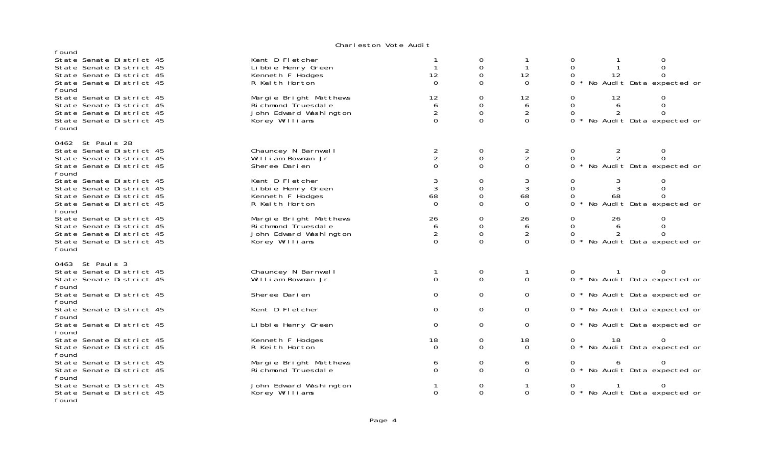found

| | | | | | | | |
|---|---|---|---|---|---|---|---|
| State Senate District 45 | Kent D Fletcher | 1 | 0 | 1 | 0 | 1 | 0 |
| State Senate District 45 | Libbie Henry Green | 1 | 0 | 1 | 0 | 1 | 0 |
| State Senate District 45 | Kenneth F Hodges | 12 | 0 | 12 | 0 | 12 | 0 |
| State Senate District 45 | R Keith Horton | 0 | 0 | 0 | 0 * No Audit Data expected or found | | |
| State Senate District 45 | Margie Bright Matthews | 12 | 0 | 12 | 0 | 12 | 0 |
| State Senate District 45 | Richmond Truesdale | 6 | 0 | 6 | 0 | 6 | 0 |
| State Senate District 45 | John Edward Washington | 2 | 0 | 2 | 0 | 2 | 0 |
| State Senate District 45 | Korey Williams | 0 | 0 | 0 | 0 * No Audit Data expected or found | | |

0462 St Pauls 2B

| | | | | | | | |
|---|---|---|---|---|---|---|---|
| State Senate District 45 | Chauncey N Barnwell | 2 | 0 | 2 | 0 | 2 | 0 |
| State Senate District 45 | William Bowman Jr | 2 | 0 | 2 | 0 | 2 | 0 |
| State Senate District 45 | Sheree Darien | 0 | 0 | 0 | 0 * No Audit Data expected or found | | |
| State Senate District 45 | Kent D Fletcher | 3 | 0 | 3 | 0 | 3 | 0 |
| State Senate District 45 | Libbie Henry Green | 3 | 0 | 3 | 0 | 3 | 0 |
| State Senate District 45 | Kenneth F Hodges | 68 | 0 | 68 | 0 | 68 | 0 |
| State Senate District 45 | R Keith Horton | 0 | 0 | 0 | 0 * No Audit Data expected or found | | |
| State Senate District 45 | Margie Bright Matthews | 26 | 0 | 26 | 0 | 26 | 0 |
| State Senate District 45 | Richmond Truesdale | 6 | 0 | 6 | 0 | 6 | 0 |
| State Senate District 45 | John Edward Washington | 2 | 0 | 2 | 0 | 2 | 0 |
| State Senate District 45 | Korey Williams | 0 | 0 | 0 | 0 * No Audit Data expected or found | | |

0463 St Pauls 3

| | | | | | | | |
|---|---|---|---|---|---|---|---|
| State Senate District 45 | Chauncey N Barnwell | 1 | 0 | 1 | 0 | 1 | 0 |
| State Senate District 45 | William Bowman Jr | 0 | 0 | 0 | 0 * No Audit Data expected or found | | |
| State Senate District 45 | Sheree Darien | 0 | 0 | 0 | 0 * No Audit Data expected or found | | |
| State Senate District 45 | Kent D Fletcher | 0 | 0 | 0 | 0 * No Audit Data expected or found | | |
| State Senate District 45 | Libbie Henry Green | 0 | 0 | 0 | 0 * No Audit Data expected or found | | |
| State Senate District 45 | Kenneth F Hodges | 18 | 0 | 18 | 0 | 18 | 0 |
| State Senate District 45 | R Keith Horton | 0 | 0 | 0 | 0 * No Audit Data expected or found | | |
| State Senate District 45 | Margie Bright Matthews | 6 | 0 | 6 | 0 | 6 | 0 |
| State Senate District 45 | Richmond Truesdale | 0 | 0 | 0 | 0 * No Audit Data expected or found | | |
| State Senate District 45 | John Edward Washington | 1 | 0 | 1 | 0 | 1 | 0 |
| State Senate District 45 | Korey Williams | 0 | 0 | 0 | 0 * No Audit Data expected or found | | |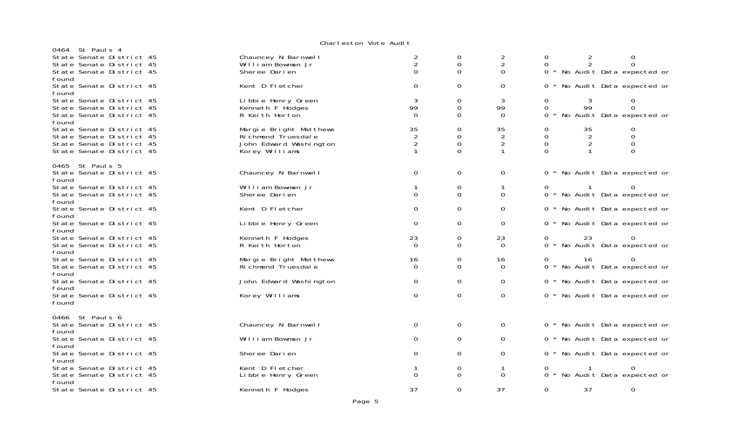Charleston Vote Audit

0464 St Pauls 4

| | | | | | | | |
|---|---|---|---|---|---|---|---|
| State Senate District 45 | Chauncey N Barnwell | 2 | 0 | 2 | 0 | 2 | 0 |
| State Senate District 45 | William Bowman Jr | 2 | 0 | 2 | 0 | 2 | 0 |
| State Senate District 45 | Sheree Darien | 0 | 0 | 0 | 0 * No Audit Data expected or found | | |
| State Senate District 45 | Kent D Fletcher | 0 | 0 | 0 | 0 * No Audit Data expected or found | | |
| State Senate District 45 | Libbie Henry Green | 3 | 0 | 3 | 0 | 3 | 0 |
| State Senate District 45 | Kenneth F Hodges | 99 | 0 | 99 | 0 | 99 | 0 |
| State Senate District 45 | R Keith Horton | 0 | 0 | 0 | 0 * No Audit Data expected or found | | |
| State Senate District 45 | Margie Bright Matthews | 35 | 0 | 35 | 0 | 35 | 0 |
| State Senate District 45 | Richmond Truesdale | 2 | 0 | 2 | 0 | 2 | 0 |
| State Senate District 45 | John Edward Washington | 2 | 0 | 2 | 0 | 2 | 0 |
| State Senate District 45 | Korey Williams | 1 | 0 | 1 | 0 | 1 | 0 |

0465 St Pauls 5

| | | | | | | | |
|---|---|---|---|---|---|---|---|
| State Senate District 45 | Chauncey N Barnwell | 0 | 0 | 0 | 0 * No Audit Data expected or found | | |
| State Senate District 45 | William Bowman Jr | 1 | 0 | 1 | 0 | 1 | 0 |
| State Senate District 45 | Sheree Darien | 0 | 0 | 0 | 0 * No Audit Data expected or found | | |
| State Senate District 45 | Kent D Fletcher | 0 | 0 | 0 | 0 * No Audit Data expected or found | | |
| State Senate District 45 | Libbie Henry Green | 0 | 0 | 0 | 0 * No Audit Data expected or found | | |
| State Senate District 45 | Kenneth F Hodges | 23 | 0 | 23 | 0 | 23 | 0 |
| State Senate District 45 | R Keith Horton | 0 | 0 | 0 | 0 * No Audit Data expected or found | | |
| State Senate District 45 | Margie Bright Matthews | 16 | 0 | 16 | 0 | 16 | 0 |
| State Senate District 45 | Richmond Truesdale | 0 | 0 | 0 | 0 * No Audit Data expected or found | | |
| State Senate District 45 | John Edward Washington | 0 | 0 | 0 | 0 * No Audit Data expected or found | | |
| State Senate District 45 | Korey Williams | 0 | 0 | 0 | 0 * No Audit Data expected or found | | |

0466 St Pauls 6

| | | | | | | | |
|---|---|---|---|---|---|---|---|
| State Senate District 45 | Chauncey N Barnwell | 0 | 0 | 0 | 0 * No Audit Data expected or found | | |
| State Senate District 45 | William Bowman Jr | 0 | 0 | 0 | 0 * No Audit Data expected or found | | |
| State Senate District 45 | Sheree Darien | 0 | 0 | 0 | 0 * No Audit Data expected or found | | |
| State Senate District 45 | Kent D Fletcher | 1 | 0 | 1 | 0 | 1 | 0 |
| State Senate District 45 | Libbie Henry Green | 0 | 0 | 0 | 0 * No Audit Data expected or found | | |
| State Senate District 45 | Kenneth F Hodges | 37 | 0 | 37 | 0 | 37 | 0 |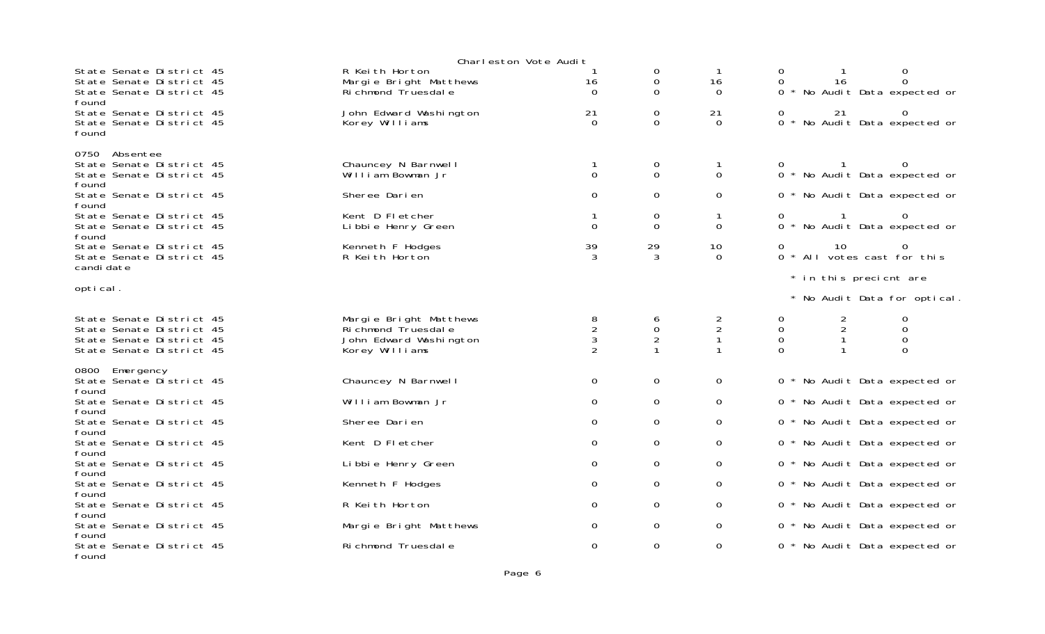Charleston Vote Audit

| Contest | Candidate | | | | | | |
|---|---|---|---|---|---|---|---|
| State Senate District 45 | R Keith Horton | 1 | 0 | 1 | 0 | 1 | 0 |
| State Senate District 45 | Margie Bright Matthews | 16 | 0 | 16 | 0 | 16 | 0 |
| State Senate District 45 | Richmond Truesdale | 0 | 0 | 0 | 0 * No Audit Data expected or found | | |
| State Senate District 45 | John Edward Washington | 21 | 0 | 21 | 0 | 21 | 0 |
| State Senate District 45 | Korey Williams | 0 | 0 | 0 | 0 * No Audit Data expected or found | | |
| **0750 Absentee** | | | | | | | |
| State Senate District 45 | Chauncey N Barnwell | 1 | 0 | 1 | 0 | 1 | 0 |
| State Senate District 45 | William Bowman Jr | 0 | 0 | 0 | 0 * No Audit Data expected or found | | |
| State Senate District 45 | Sheree Darien | 0 | 0 | 0 | 0 * No Audit Data expected or found | | |
| State Senate District 45 | Kent D Fletcher | 1 | 0 | 1 | 0 | 1 | 0 |
| State Senate District 45 | Libbie Henry Green | 0 | 0 | 0 | 0 * No Audit Data expected or found | | |
| State Senate District 45 | Kenneth F Hodges | 39 | 29 | 10 | 0 | 10 | 0 |
| State Senate District 45 | R Keith Horton | 3 | 3 | 0 | 0 * All votes cast for this candidate * in this precicnt are optical. * No Audit Data for optical. | | |
| State Senate District 45 | Margie Bright Matthews | 8 | 6 | 2 | 0 | 2 | 0 |
| State Senate District 45 | Richmond Truesdale | 2 | 0 | 2 | 0 | 2 | 0 |
| State Senate District 45 | John Edward Washington | 3 | 2 | 1 | 0 | 1 | 0 |
| State Senate District 45 | Korey Williams | 2 | 1 | 1 | 0 | 1 | 0 |
| **0800 Emergency** | | | | | | | |
| State Senate District 45 | Chauncey N Barnwell | 0 | 0 | 0 | 0 * No Audit Data expected or found | | |
| State Senate District 45 | William Bowman Jr | 0 | 0 | 0 | 0 * No Audit Data expected or found | | |
| State Senate District 45 | Sheree Darien | 0 | 0 | 0 | 0 * No Audit Data expected or found | | |
| State Senate District 45 | Kent D Fletcher | 0 | 0 | 0 | 0 * No Audit Data expected or found | | |
| State Senate District 45 | Libbie Henry Green | 0 | 0 | 0 | 0 * No Audit Data expected or found | | |
| State Senate District 45 | Kenneth F Hodges | 0 | 0 | 0 | 0 * No Audit Data expected or found | | |
| State Senate District 45 | R Keith Horton | 0 | 0 | 0 | 0 * No Audit Data expected or found | | |
| State Senate District 45 | Margie Bright Matthews | 0 | 0 | 0 | 0 * No Audit Data expected or found | | |
| State Senate District 45 | Richmond Truesdale | 0 | 0 | 0 | 0 * No Audit Data expected or found | | |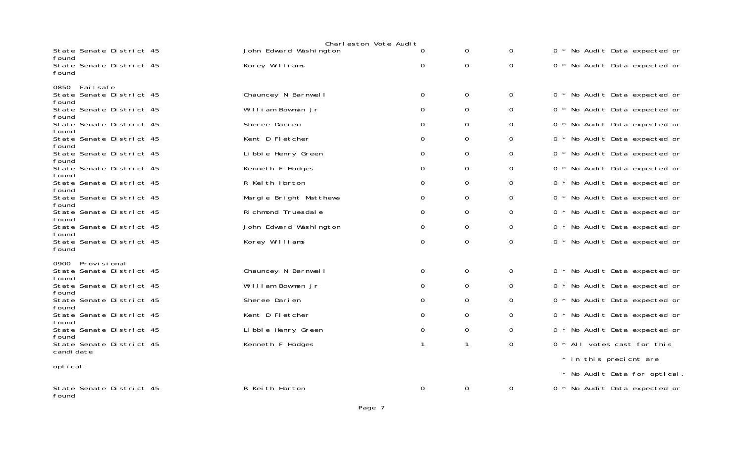Charleston Vote Audit

| Contest | Candidate | | | | |
|---|---|---|---|---|---|
| State Senate District 45 | John Edward Washington | 0 | 0 | 0 | 0 * No Audit Data expected or found |
| State Senate District 45 | Korey Williams | 0 | 0 | 0 | 0 * No Audit Data expected or found |

0850 Failsafe

| Contest | Candidate | | | | |
|---|---|---|---|---|---|
| State Senate District 45 | Chauncey N Barnwell | 0 | 0 | 0 | 0 * No Audit Data expected or found |
| State Senate District 45 | William Bowman Jr | 0 | 0 | 0 | 0 * No Audit Data expected or found |
| State Senate District 45 | Sheree Darien | 0 | 0 | 0 | 0 * No Audit Data expected or found |
| State Senate District 45 | Kent D Fletcher | 0 | 0 | 0 | 0 * No Audit Data expected or found |
| State Senate District 45 | Libbie Henry Green | 0 | 0 | 0 | 0 * No Audit Data expected or found |
| State Senate District 45 | Kenneth F Hodges | 0 | 0 | 0 | 0 * No Audit Data expected or found |
| State Senate District 45 | R Keith Horton | 0 | 0 | 0 | 0 * No Audit Data expected or found |
| State Senate District 45 | Margie Bright Matthews | 0 | 0 | 0 | 0 * No Audit Data expected or found |
| State Senate District 45 | Richmond Truesdale | 0 | 0 | 0 | 0 * No Audit Data expected or found |
| State Senate District 45 | John Edward Washington | 0 | 0 | 0 | 0 * No Audit Data expected or found |
| State Senate District 45 | Korey Williams | 0 | 0 | 0 | 0 * No Audit Data expected or found |

0900 Provisional

| Contest | Candidate | | | | |
|---|---|---|---|---|---|
| State Senate District 45 | Chauncey N Barnwell | 0 | 0 | 0 | 0 * No Audit Data expected or found |
| State Senate District 45 | William Bowman Jr | 0 | 0 | 0 | 0 * No Audit Data expected or found |
| State Senate District 45 | Sheree Darien | 0 | 0 | 0 | 0 * No Audit Data expected or found |
| State Senate District 45 | Kent D Fletcher | 0 | 0 | 0 | 0 * No Audit Data expected or found |
| State Senate District 45 | Libbie Henry Green | 0 | 0 | 0 | 0 * No Audit Data expected or found |
| State Senate District 45 | Kenneth F Hodges | 1 | 1 | 0 | 0 * All votes cast for this candidate * in this precicnt are optical. * No Audit Data for optical. |
| State Senate District 45 | R Keith Horton | 0 | 0 | 0 | 0 * No Audit Data expected or found |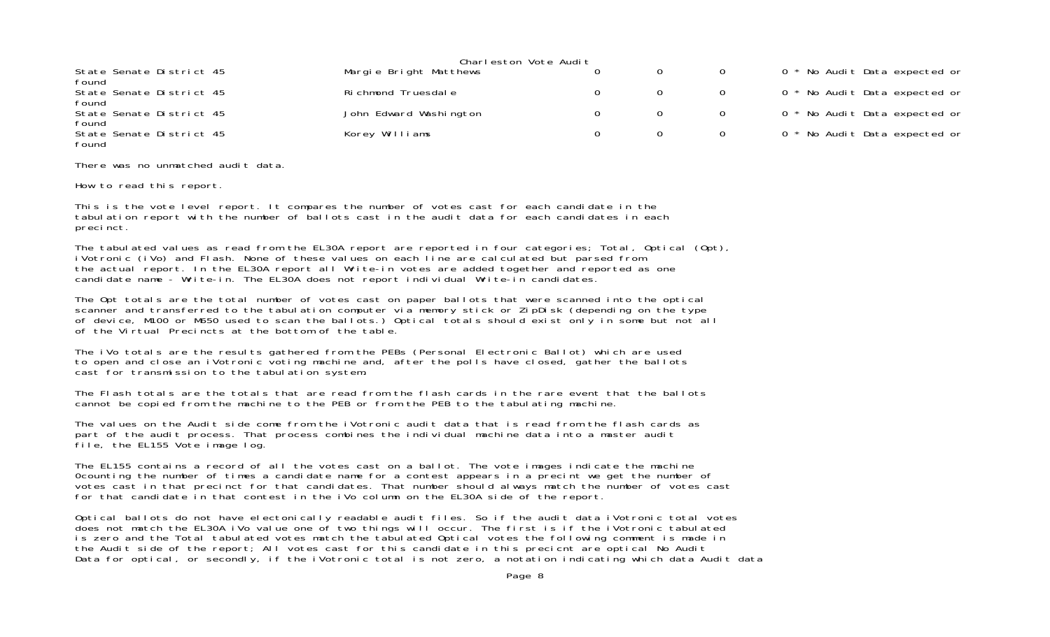Charleston Vote Audit

| | | | | | |
|---|---|---|---|---|---|
| State Senate District 45 | Margie Bright Matthews | 0 | 0 | 0 | 0 * No Audit Data expected or found |
| State Senate District 45 | Richmond Truesdale | 0 | 0 | 0 | 0 * No Audit Data expected or found |
| State Senate District 45 | John Edward Washington | 0 | 0 | 0 | 0 * No Audit Data expected or found |
| State Senate District 45 | Korey Williams | 0 | 0 | 0 | 0 * No Audit Data expected or found |

There was no unmatched audit data.

How to read this report.

This is the vote level report. It compares the number of votes cast for each candidate in the tabulation report with the number of ballots cast in the audit data for each candidates in each precinct.

The tabulated values as read from the EL30A report are reported in four categories; Total, Optical (Opt), iVotronic (iVo) and Flash. None of these values on each line are calculated but parsed from the actual report. In the EL30A report all Write-in votes are added together and reported as one candidate name - Write-in. The EL30A does not report individual Write-in candidates.

The Opt totals are the total number of votes cast on paper ballots that were scanned into the optical scanner and transferred to the tabulation computer via memory stick or ZipDisk (depending on the type of device, M100 or M650 used to scan the ballots.) Optical totals should exist only in some but not all of the Virtual Precincts at the bottom of the table.

The iVo totals are the results gathered from the PEBs (Personal Electronic Ballot) which are used to open and close an iVotronic voting machine and, after the polls have closed, gather the ballots cast for transmission to the tabulation system.

The Flash totals are the totals that are read from the flash cards in the rare event that the ballots cannot be copied from the machine to the PEB or from the PEB to the tabulating machine.

The values on the Audit side come from the iVotronic audit data that is read from the flash cards as part of the audit process. That process combines the individual machine data into a master audit file, the EL155 Vote image log.

The EL155 contains a record of all the votes cast on a ballot. The vote images indicate the machine 0counting the number of times a candidate name for a contest appears in a precint we get the number of votes cast in that precinct for that candidates. That number should always match the number of votes cast for that candidate in that contest in the iVo column on the EL30A side of the report.

Optical ballots do not have electonically readable audit files. So if the audit data iVotronic total votes does not match the EL30A iVo value one of two things will occur. The first is if the iVotronic tabulated is zero and the Total tabulated votes match the tabulated Optical votes the following comment is made in the Audit side of the report; All votes cast for this candidate in this precicnt are optical No Audit Data for optical, or secondly, if the iVotronic total is not zero, a notation indicating which data Audit data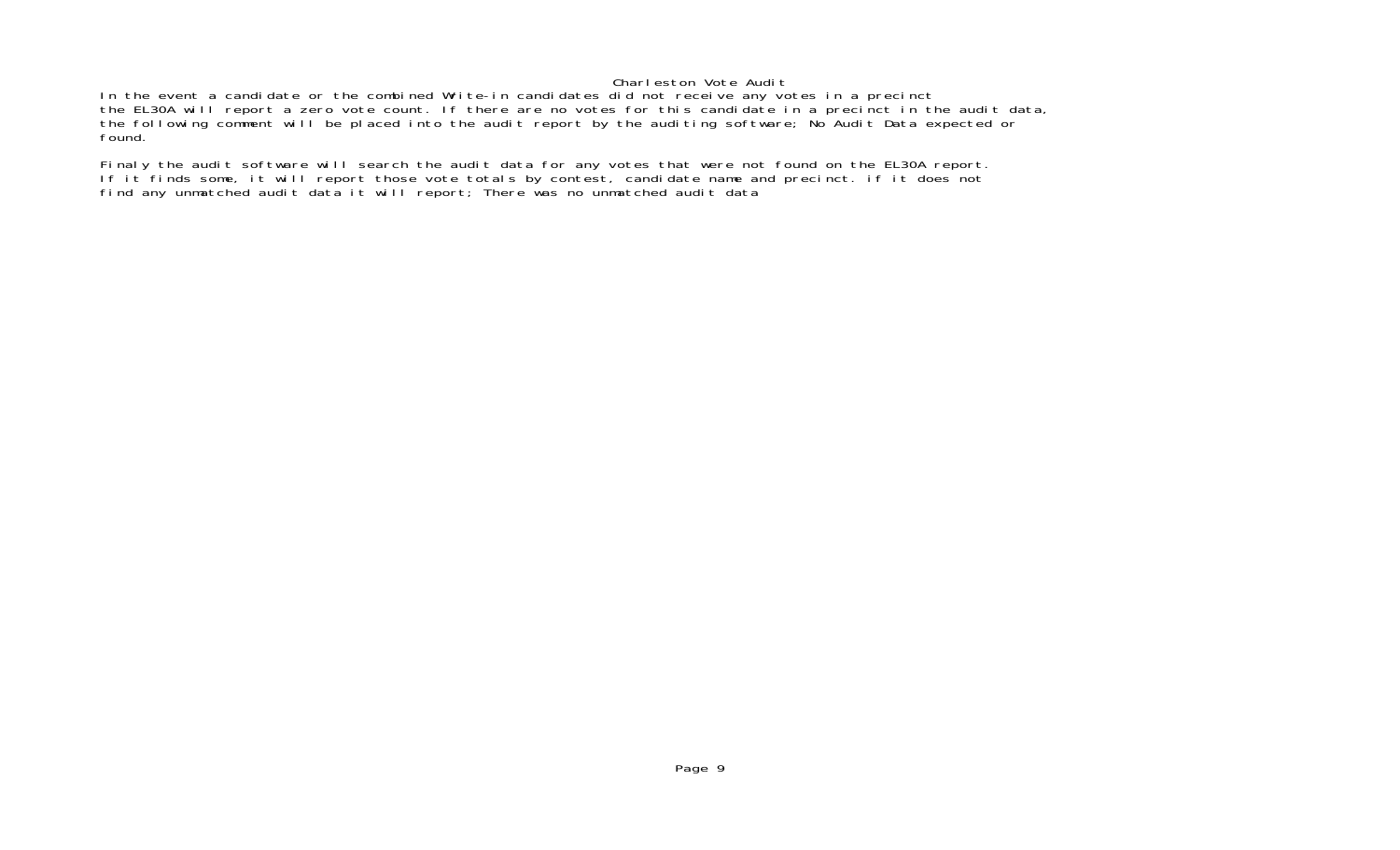In the event a candidate or the combined Write-in candidates did not receive any votes in a precinct the EL30A will report a zero vote count. If there are no votes for this candidate in a precinct in the audit data, the following comment will be placed into the audit report by the auditing software; No Audit Data expected or found.

Finaly the audit software will search the audit data for any votes that were not found on the EL30A report. If it finds some, it will report those vote totals by contest, candidate name and precinct. if it does not find any unmatched audit data it will report; There was no unmatched audit data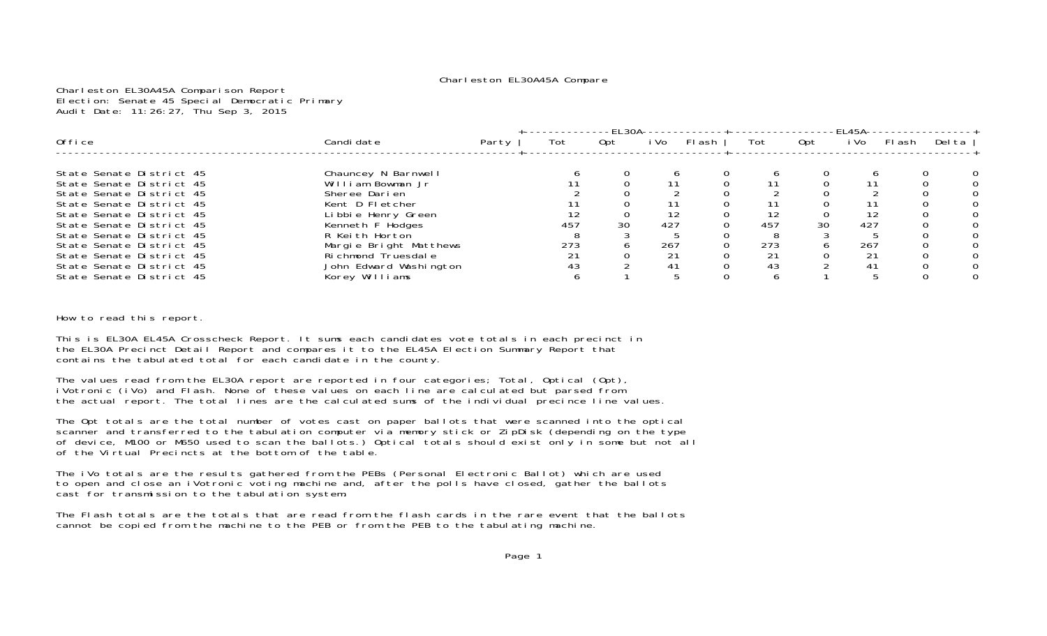Charleston EL30A45A Compare

Charleston EL30A45A Comparison Report
Election: Senate 45 Special Democratic Primary
Audit Date: 11:26:27, Thu Sep 3, 2015

| Office | Candidate | Party | EL30A Tot | EL30A Opt | EL30A iVo | EL30A Flash | EL45A Tot | EL45A Opt | EL45A iVo | EL45A Flash | Delta |
|---|---|---|---|---|---|---|---|---|---|---|---|
| State Senate District 45 | Chauncey N Barnwell | | 6 | 0 | 6 | 0 | 6 | 0 | 6 | 0 | 0 |
| State Senate District 45 | William Bowman Jr | | 11 | 0 | 11 | 0 | 11 | 0 | 11 | 0 | 0 |
| State Senate District 45 | Sheree Darien | | 2 | 0 | 2 | 0 | 2 | 0 | 2 | 0 | 0 |
| State Senate District 45 | Kent D Fletcher | | 11 | 0 | 11 | 0 | 11 | 0 | 11 | 0 | 0 |
| State Senate District 45 | Libbie Henry Green | | 12 | 0 | 12 | 0 | 12 | 0 | 12 | 0 | 0 |
| State Senate District 45 | Kenneth F Hodges | | 457 | 30 | 427 | 0 | 457 | 30 | 427 | 0 | 0 |
| State Senate District 45 | R Keith Horton | | 8 | 3 | 5 | 0 | 8 | 3 | 5 | 0 | 0 |
| State Senate District 45 | Margie Bright Matthews | | 273 | 6 | 267 | 0 | 273 | 6 | 267 | 0 | 0 |
| State Senate District 45 | Richmond Truesdale | | 21 | 0 | 21 | 0 | 21 | 0 | 21 | 0 | 0 |
| State Senate District 45 | John Edward Washington | | 43 | 2 | 41 | 0 | 43 | 2 | 41 | 0 | 0 |
| State Senate District 45 | Korey Williams | | 6 | 1 | 5 | 0 | 6 | 1 | 5 | 0 | 0 |

How to read this report.

This is EL30A EL45A Crosscheck Report. It sums each candidates vote totals in each precinct in the EL30A Precinct Detail Report and compares it to the EL45A Election Summary Report that contains the tabulated total for each candidate in the county.

The values read from the EL30A report are reported in four categories; Total, Optical (Opt), iVotronic (iVo) and Flash. None of these values on each line are calculated but parsed from the actual report. The total lines are the calculated sums of the individual precince line values.

The Opt totals are the total number of votes cast on paper ballots that were scanned into the optical scanner and transferred to the tabulation computer via memory stick or ZipDisk (depending on the type of device, M100 or M650 used to scan the ballots.) Optical totals should exist only in some but not all of the Virtual Precincts at the bottom of the table.

The iVo totals are the results gathered from the PEBs (Personal Electronic Ballot) which are used to open and close an iVotronic voting machine and, after the polls have closed, gather the ballots cast for transmission to the tabulation system.

The Flash totals are the totals that are read from the flash cards in the rare event that the ballots cannot be copied from the machine to the PEB or from the PEB to the tabulating machine.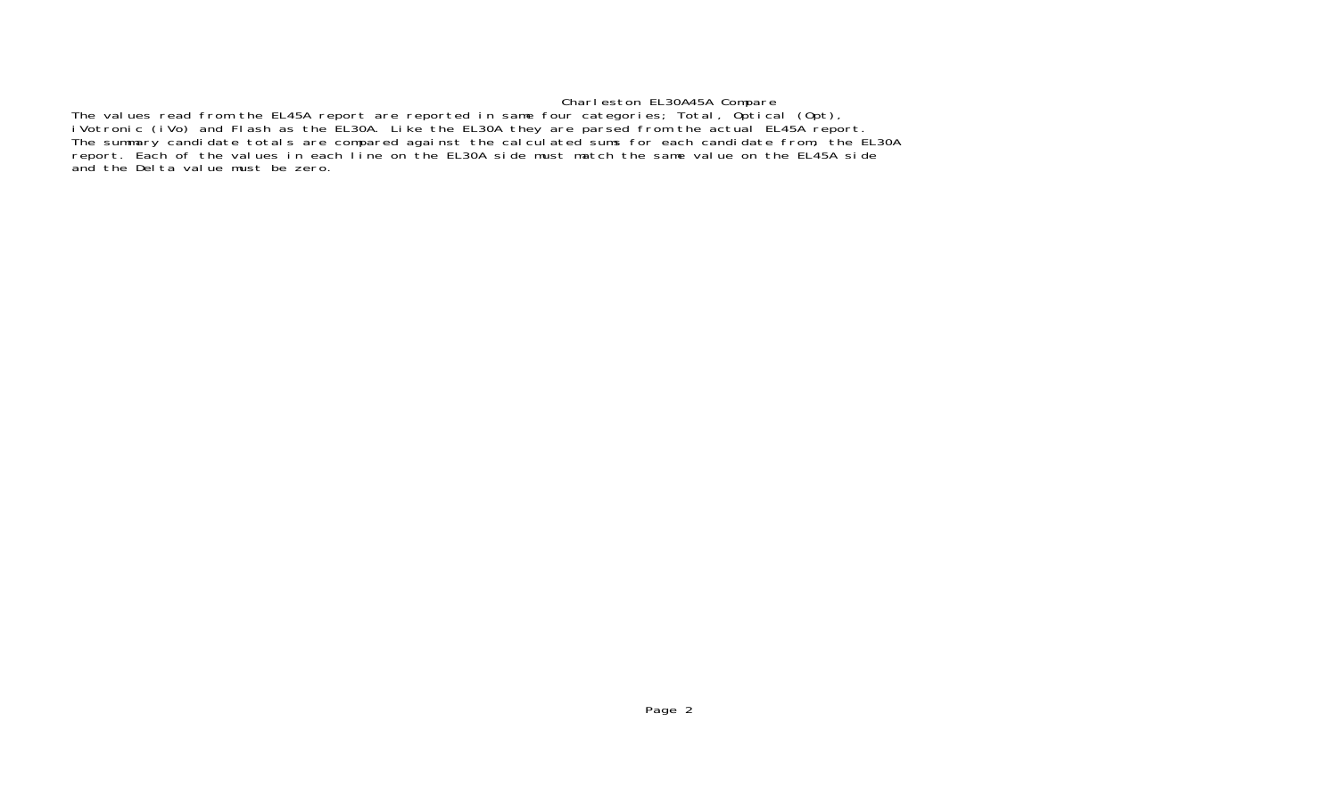# Charleston EL30A45A Compare

The values read from the EL45A report are reported in same four categories; Total, Optical (Opt), iVotronic (iVo) and Flash as the EL30A. Like the EL30A they are parsed from the actual EL45A report. The summary candidate totals are compared against the calculated sums for each candidate from the EL30A report. Each of the values in each line on the EL30A side must match the same value on the EL45A side and the Delta value must be zero.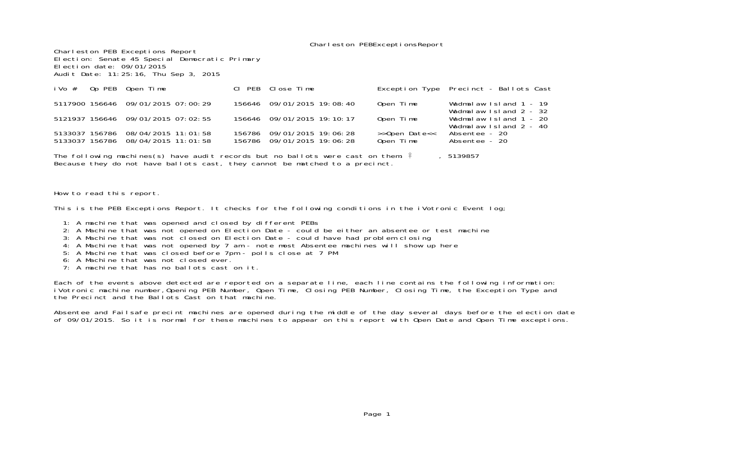Charleston PEBExceptionsReport

Charleston PEB Exceptions Report
Election: Senate 45 Special Democratic Primary
Election date: 09/01/2015
Audit Date: 11:25:16, Thu Sep 3, 2015

| iVo # | Op PEB | Open Time | Cl PEB | Close Time | Exception Type | Precinct - Ballots Cast |
|---|---|---|---|---|---|---|
| 5117900 | 156646 | 09/01/2015 07:00:29 | 156646 | 09/01/2015 19:08:40 | Open Time | Wadmalaw Island 1 - 19<br>Wadmalaw Island 2 - 32 |
| 5121937 | 156646 | 09/01/2015 07:02:55 | 156646 | 09/01/2015 19:10:17 | Open Time | Wadmalaw Island 1 - 20<br>Wadmalaw Island 2 - 40 |
| 5133037 | 156786 | 08/04/2015 11:01:58 | 156786 | 09/01/2015 19:06:28 | >>Open Date<< | Absentee - 20 |
| 5133037 | 156786 | 08/04/2015 11:01:58 | 156786 | 09/01/2015 19:06:28 | Open Time | Absentee - 20 |

The following machines(s) have audit records but no ballots were cast on them: ♀ , 5139857
Because they do not have ballots cast, they cannot be matched to a precinct.

How to read this report.

This is the PEB Exceptions Report. It checks for the following conditions in the iVotronic Event log;

1: A machine that was opened and closed by different PEBs
2: A Machine that was not opened on Election Date - could be either an absentee or test machine
3: A Machine that was not closed on Election Date - could have had problem closing
4: A Machine that was not opened by 7 am - note most Absentee machines will show up here
5: A Machine that was closed before 7pm - polls close at 7 PM
6: A Machine that was not closed ever.
7: A machine that has no ballots cast on it.

Each of the events above detected are reported on a separate line, each line contains the following information:
iVotronic machine number,Opening PEB Number, Open Time, Closing PEB Number, Closing Time, the Exception Type and the Precinct and the Ballots Cast on that machine.

Absentee and Failsafe precint machines are opened during the middle of the day several days before the election date of 09/01/2015. So it is normal for these machines to appear on this report with Open Date and Open Time exceptions.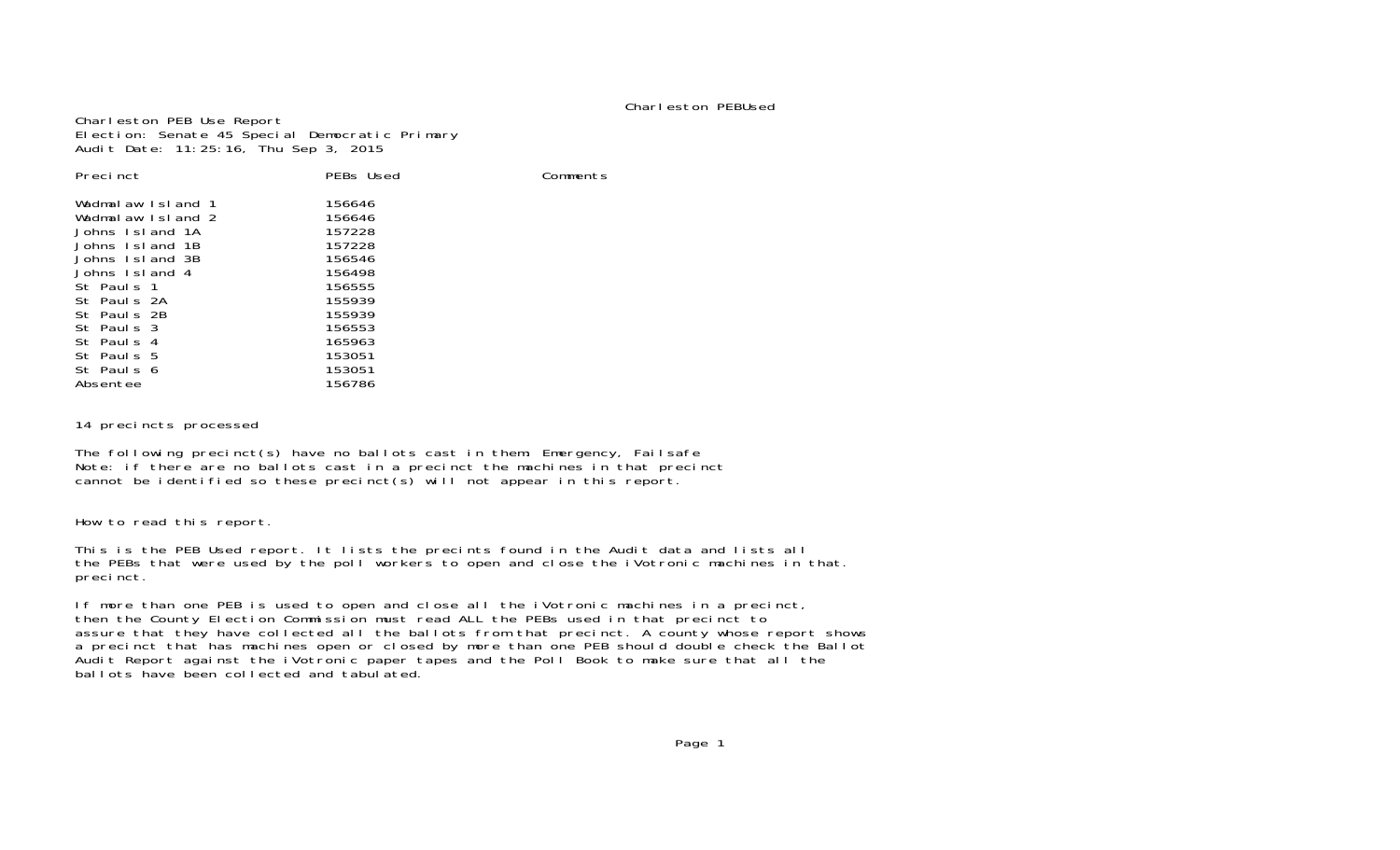Charleston PEB Use Report
Election: Senate 45 Special Democratic Primary
Audit Date: 11:25:16, Thu Sep 3, 2015

| Precinct | PEBs Used | Comments |
|---|---|---|
| Wadmalaw Island 1 | 156646 | |
| Wadmalaw Island 2 | 156646 | |
| Johns Island 1A | 157228 | |
| Johns Island 1B | 157228 | |
| Johns Island 3B | 156546 | |
| Johns Island 4 | 156498 | |
| St Pauls 1 | 156555 | |
| St Pauls 2A | 155939 | |
| St Pauls 2B | 155939 | |
| St Pauls 3 | 156553 | |
| St Pauls 4 | 165963 | |
| St Pauls 5 | 153051 | |
| St Pauls 6 | 153051 | |
| Absentee | 156786 | |

14 precincts processed

The following precinct(s) have no ballots cast in them: Emergency, Failsafe
Note: if there are no ballots cast in a precinct the machines in that precinct cannot be identified so these precinct(s) will not appear in this report.

How to read this report.

This is the PEB Used report. It lists the precints found in the Audit data and lists all the PEBs that were used by the poll workers to open and close the iVotronic machines in that. precinct.

If more than one PEB is used to open and close all the iVotronic machines in a precinct, then the County Election Commission must read ALL the PEBs used in that precinct to assure that they have collected all the ballots from that precinct. A county whose report shows a precinct that has machines open or closed by more than one PEB should double check the Ballot Audit Report against the iVotronic paper tapes and the Poll Book to make sure that all the ballots have been collected and tabulated.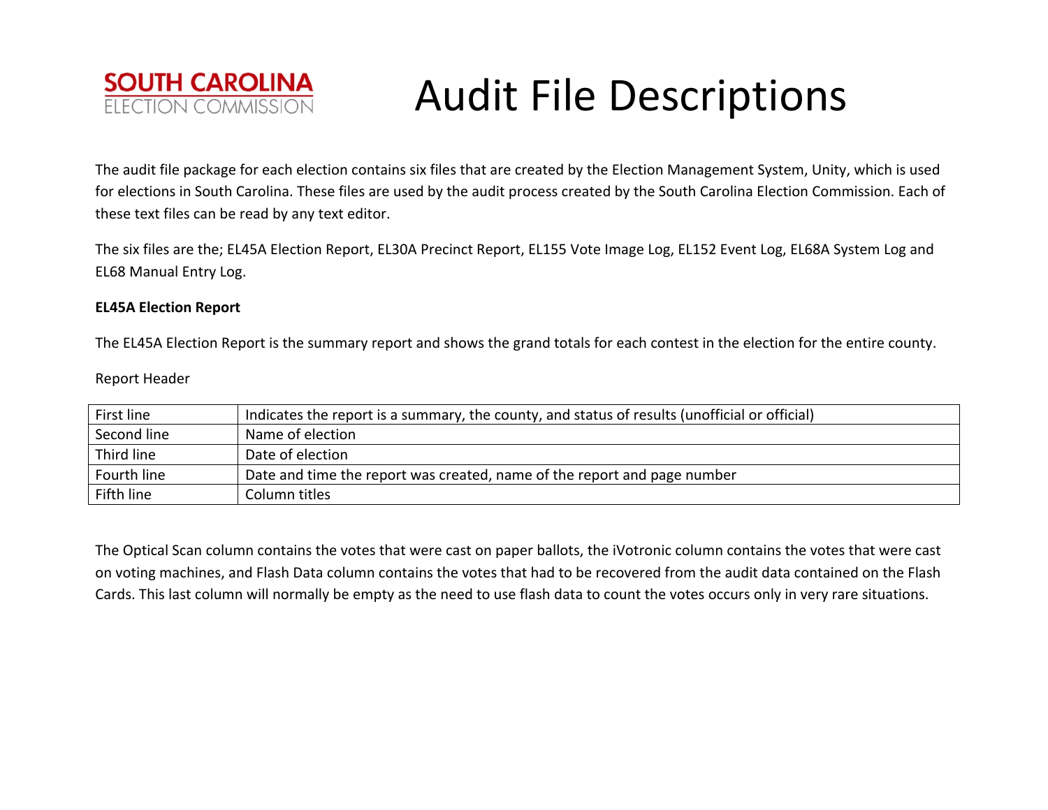# Audit File Descriptions

The audit file package for each election contains six files that are created by the Election Management System, Unity, which is used for elections in South Carolina. These files are used by the audit process created by the South Carolina Election Commission. Each of these text files can be read by any text editor.

The six files are the; EL45A Election Report, EL30A Precinct Report, EL155 Vote Image Log, EL152 Event Log, EL68A System Log and EL68 Manual Entry Log.

**EL45A Election Report**

The EL45A Election Report is the summary report and shows the grand totals for each contest in the election for the entire county.

Report Header

| | |
|---|---|
| First line | Indicates the report is a summary, the county, and status of results (unofficial or official) |
| Second line | Name of election |
| Third line | Date of election |
| Fourth line | Date and time the report was created, name of the report and page number |
| Fifth line | Column titles |

The Optical Scan column contains the votes that were cast on paper ballots, the iVotronic column contains the votes that were cast on voting machines, and Flash Data column contains the votes that had to be recovered from the audit data contained on the Flash Cards. This last column will normally be empty as the need to use flash data to count the votes occurs only in very rare situations.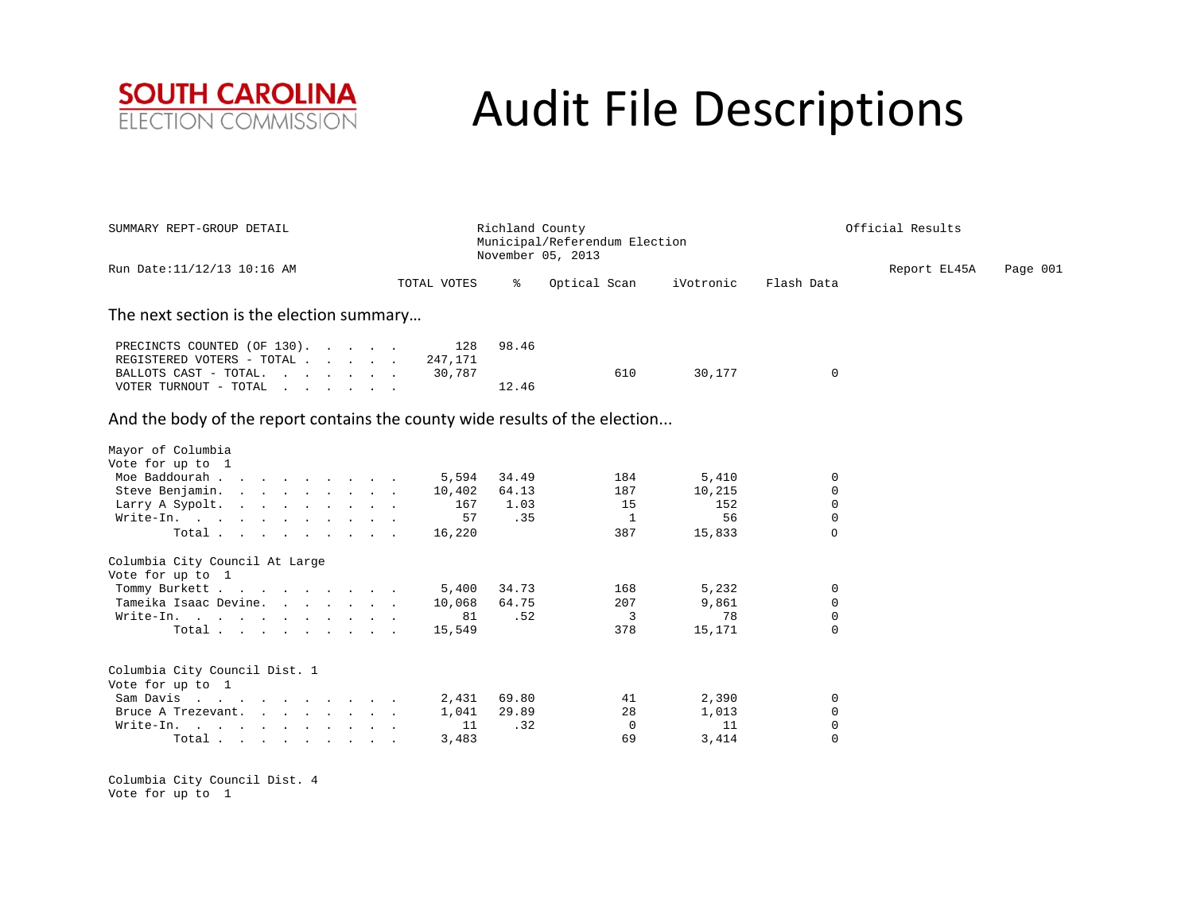SOUTH CAROLINA ELECTION COMMISSION

# Audit File Descriptions

```
SUMMARY REPT-GROUP DETAIL                          Richland County                                      Official Results
                                                   Municipal/Referendum Election
                                                   November 05, 2013
Run Date:11/12/13 10:16 AM                                                                                   Report EL45A    Page 001
                                            TOTAL VOTES     %    Optical Scan     iVotronic    Flash Data
```

The next section is the election summary…

```
 PRECINCTS COUNTED (OF 130).  .  .  .  .        128   98.46
 REGISTERED VOTERS - TOTAL .  .  .  .  .    247,171
 BALLOTS CAST - TOTAL.  .  .  .  .  .  .     30,787                 610        30,177             0
 VOTER TURNOUT - TOTAL  .  .  .  .  .  .             12.46
```

And the body of the report contains the county wide results of the election...

```
Mayor of Columbia
Vote for up to  1
 Moe Baddourah .  .  .  .  .  .  .  .  .      5,594   34.49          184         5,410             0
 Steve Benjamin.  .  .  .  .  .  .  .  .     10,402   64.13          187        10,215             0
 Larry A Sypolt.  .  .  .  .  .  .  .  .        167    1.03           15           152             0
 Write-In.  .  .  .  .  .  .  .  .  .  .         57     .35            1            56             0
        Total .  .  .  .  .  .  .  .  .     16,220                  387        15,833             0

Columbia City Council At Large
Vote for up to  1
 Tommy Burkett .  .  .  .  .  .  .  .  .      5,400   34.73          168         5,232             0
 Tameika Isaac Devine.  .  .  .  .  .  .     10,068   64.75          207         9,861             0
 Write-In.  .  .  .  .  .  .  .  .  .  .         81     .52            3            78             0
        Total .  .  .  .  .  .  .  .  .     15,549                  378        15,171             0


Columbia City Council Dist. 1
Vote for up to  1
 Sam Davis  .  .  .  .  .  .  .  .  .  .      2,431   69.80           41         2,390             0
 Bruce A Trezevant.  .  .  .  .  .  .  .      1,041   29.89           28         1,013             0
 Write-In.  .  .  .  .  .  .  .  .  .  .         11     .32            0            11             0
        Total .  .  .  .  .  .  .  .  .      3,483                   69         3,414             0


Columbia City Council Dist. 4
Vote for up to  1
```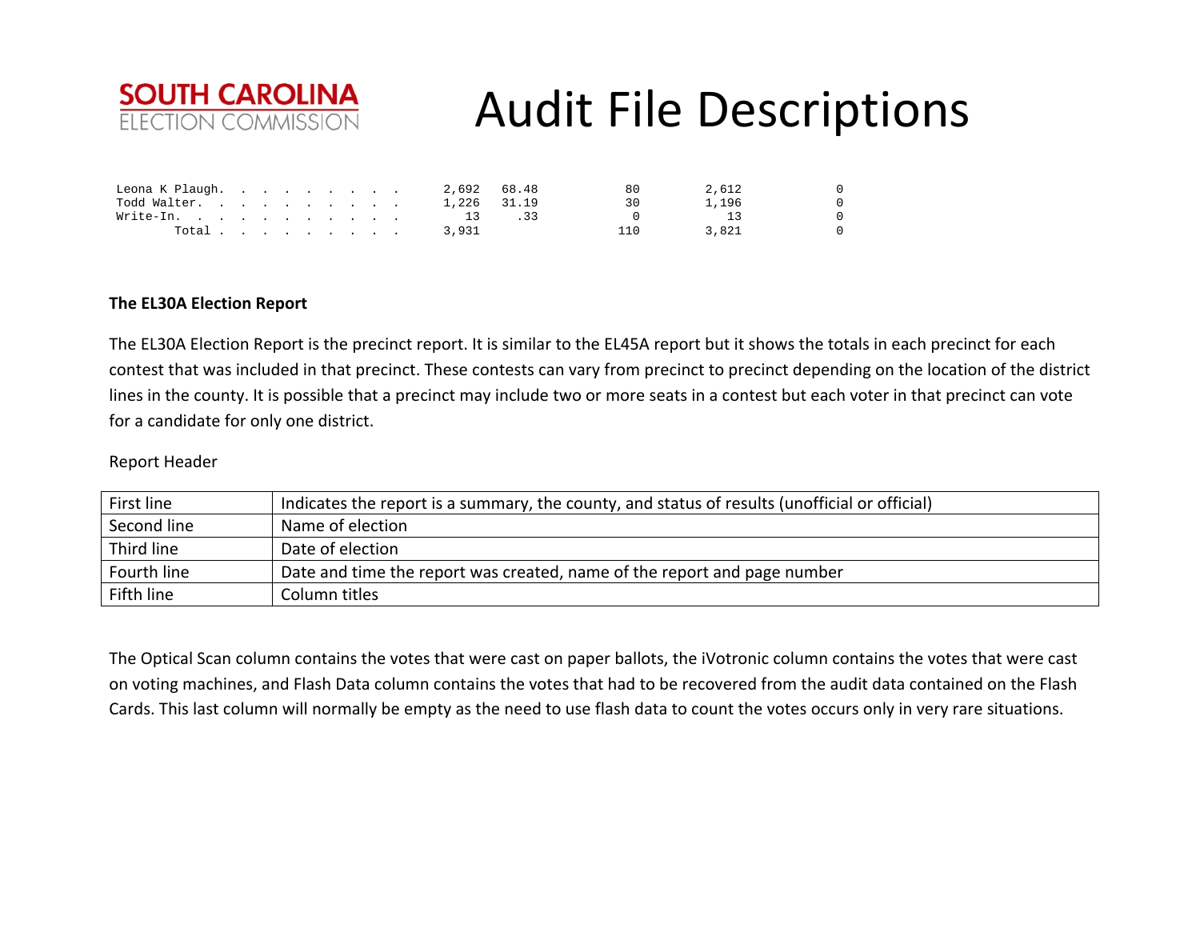```
Leona K Plaugh. . . . . . . . . .      2,692   68.48           80          2,612             0
Todd Walter. . . . . . . . . . .       1,226   31.19           30          1,196             0
Write-In.  . . . . . . . . . . .          13     .33            0             13             0
        Total . . . . . . . . . .      3,931                  110          3,821             0
```

**The EL30A Election Report**

The EL30A Election Report is the precinct report. It is similar to the EL45A report but it shows the totals in each precinct for each contest that was included in that precinct. These contests can vary from precinct to precinct depending on the location of the district lines in the county. It is possible that a precinct may include two or more seats in a contest but each voter in that precinct can vote for a candidate for only one district.

Report Header

| | |
|---|---|
| First line | Indicates the report is a summary, the county, and status of results (unofficial or official) |
| Second line | Name of election |
| Third line | Date of election |
| Fourth line | Date and time the report was created, name of the report and page number |
| Fifth line | Column titles |

The Optical Scan column contains the votes that were cast on paper ballots, the iVotronic column contains the votes that were cast on voting machines, and Flash Data column contains the votes that had to be recovered from the audit data contained on the Flash Cards. This last column will normally be empty as the need to use flash data to count the votes occurs only in very rare situations.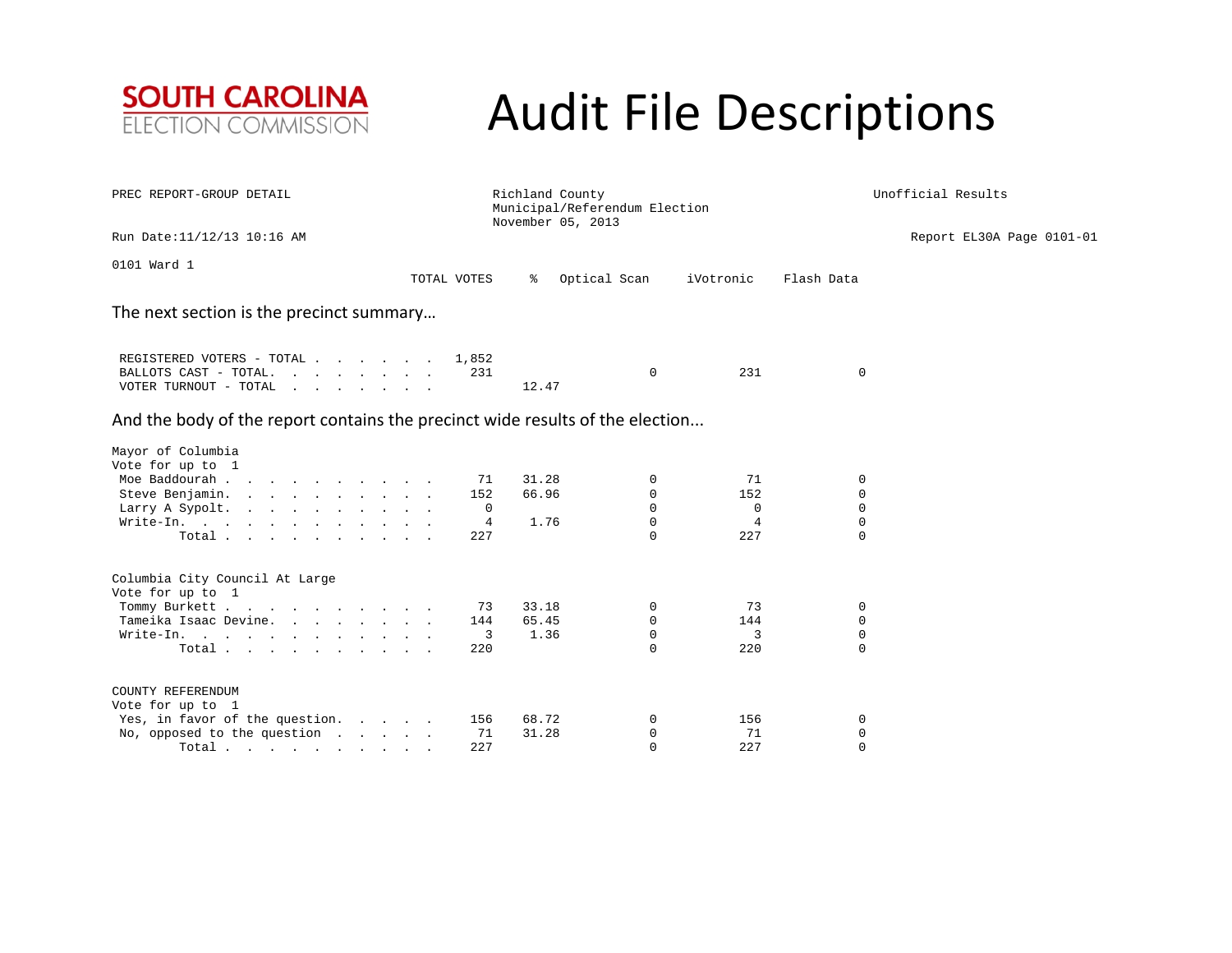SOUTH CAROLINA
ELECTION COMMISSION

# Audit File Descriptions

```
PREC REPORT-GROUP DETAIL                                  Richland County                                            Unofficial Results
                                                          Municipal/Referendum Election
                                                          November 05, 2013
Run Date:11/12/13 10:16 AM                                                                                      Report EL30A Page 0101-01

0101 Ward 1
                                                     TOTAL VOTES     %   Optical Scan     iVotronic    Flash Data
```

The next section is the precinct summary…

```
 REGISTERED VOTERS - TOTAL . . . . . . .   1,852
 BALLOTS CAST - TOTAL. . . . . . . . . .     231                     0           231             0
 VOTER TURNOUT - TOTAL . . . . . . . . .           12.47
```

And the body of the report contains the precinct wide results of the election...

```
Mayor of Columbia
Vote for up to  1
 Moe Baddourah . . . . . . . . . . . . .      71   31.28             0            71             0
 Steve Benjamin. . . . . . . . . . . . .     152   66.96             0           152             0
 Larry A Sypolt. . . . . . . . . . . . .       0                     0             0             0
 Write-In. . . . . . . . . . . . . . . .       4    1.76             0             4             0
        Total . . . . . . . . . . . . .     227                     0           227             0


Columbia City Council At Large
Vote for up to  1
 Tommy Burkett . . . . . . . . . . . . .      73   33.18             0            73             0
 Tameika Isaac Devine. . . . . . . . . .     144   65.45             0           144             0
 Write-In. . . . . . . . . . . . . . . .       3    1.36             0             3             0
        Total . . . . . . . . . . . . .     220                     0           220             0


COUNTY REFERENDUM
Vote for up to  1
 Yes, in favor of the question. . . . .     156   68.72             0           156             0
 No, opposed to the question  . . . . .      71   31.28             0            71             0
        Total . . . . . . . . . . . . .     227                     0           227             0
```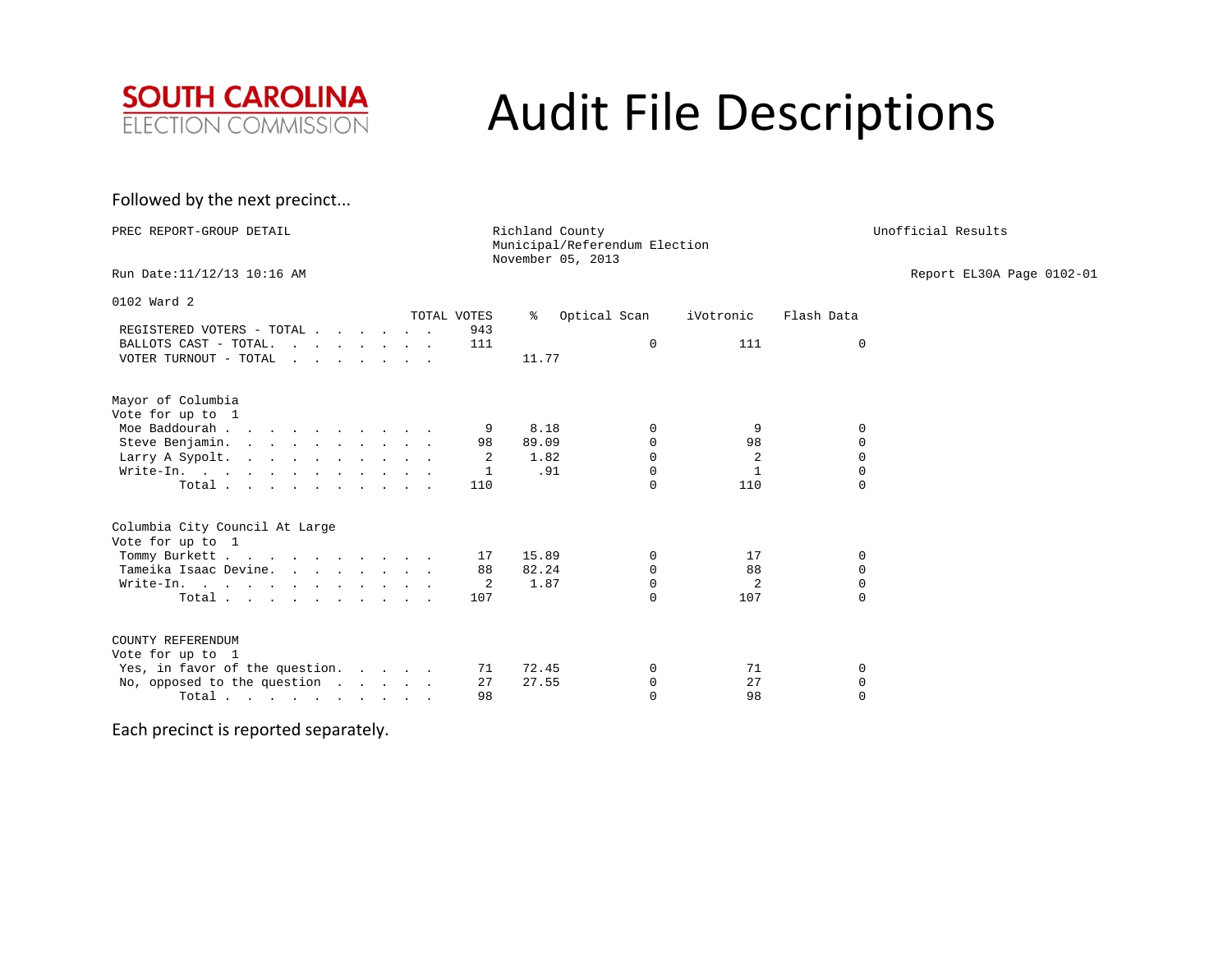SOUTH CAROLINA ELECTION COMMISSION

# Audit File Descriptions

Followed by the next precinct...

```
PREC REPORT-GROUP DETAIL                                   Richland County                                          Unofficial Results
                                                           Municipal/Referendum Election
                                                           November 05, 2013
Run Date:11/12/13 10:16 AM                                                                                      Report EL30A Page 0102-01

0102 Ward 2
                                                       TOTAL VOTES     %   Optical Scan     iVotronic    Flash Data
 REGISTERED VOTERS - TOTAL . . . . . . .                       943
 BALLOTS CAST - TOTAL. . . . . . . . .                         111                    0          111             0
 VOTER TURNOUT - TOTAL . . . . . . . .                                 11.77


Mayor of Columbia
Vote for up to  1
 Moe Baddourah . . . . . . . . . . .                             9    8.18            0            9             0
 Steve Benjamin. . . . . . . . . . .                            98   89.09            0           98             0
 Larry A Sypolt. . . . . . . . . . .                             2    1.82            0            2             0
 Write-In. . . . . . . . . . . . . .                             1     .91            0            1             0
         Total . . . . . . . . . . .                           110                    0          110             0


Columbia City Council At Large
Vote for up to  1
 Tommy Burkett . . . . . . . . . . .                            17   15.89            0           17             0
 Tameika Isaac Devine. . . . . . . .                            88   82.24            0           88             0
 Write-In. . . . . . . . . . . . . .                             2    1.87            0            2             0
         Total . . . . . . . . . . .                           107                    0          107             0


COUNTY REFERENDUM
Vote for up to  1
 Yes, in favor of the question. . . . .                         71   72.45            0           71             0
 No, opposed to the question . . . . .                          27   27.55            0           27             0
         Total . . . . . . . . . . .                            98                    0           98             0
```

Each precinct is reported separately.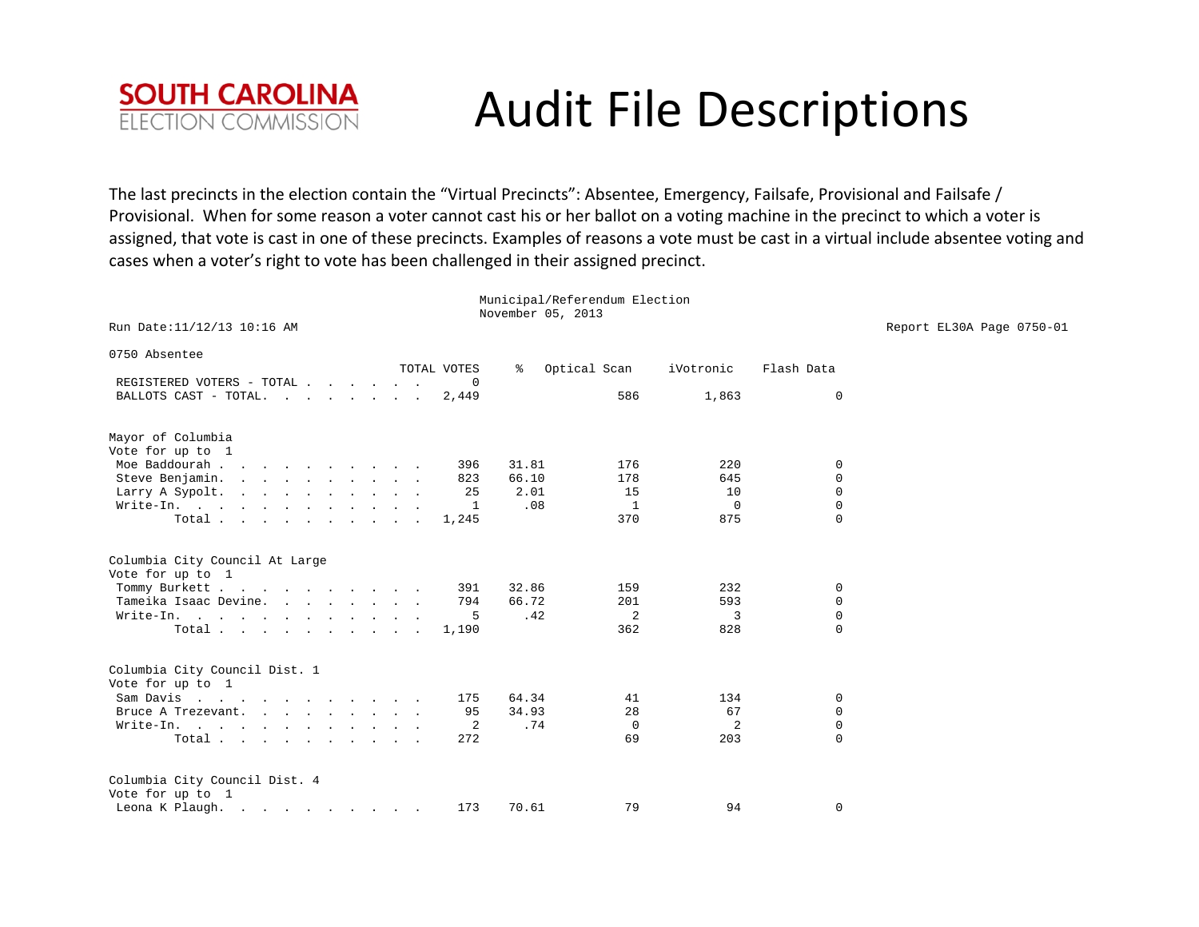**SOUTH CAROLINA**
ELECTION COMMISSION

# Audit File Descriptions

The last precincts in the election contain the "Virtual Precincts": Absentee, Emergency, Failsafe, Provisional and Failsafe / Provisional. When for some reason a voter cannot cast his or her ballot on a voting machine in the precinct to which a voter is assigned, that vote is cast in one of these precincts. Examples of reasons a vote must be cast in a virtual include absentee voting and cases when a voter's right to vote has been challenged in their assigned precinct.

```
                                                    Municipal/Referendum Election
                                                    November 05, 2013
Run Date:11/12/13 10:16 AM                                                                                  Report EL30A Page 0750-01

0750 Absentee
                                        TOTAL VOTES     %   Optical Scan     iVotronic    Flash Data
 REGISTERED VOTERS - TOTAL . . . . . .          0
 BALLOTS CAST - TOTAL. . . . . . . . .      2,449                   586         1,863             0


Mayor of Columbia
Vote for up to  1
 Moe Baddourah . . . . . . . . . . . .        396   31.81           176           220             0
 Steve Benjamin. . . . . . . . . . . .        823   66.10           178           645             0
 Larry A Sypolt. . . . . . . . . . . .         25    2.01            15            10             0
 Write-In. . . . . . . . . . . . . . .          1     .08             1             0             0
         Total . . . . . . . . . . . .      1,245                   370           875             0


Columbia City Council At Large
Vote for up to  1
 Tommy Burkett . . . . . . . . . . . .        391   32.86           159           232             0
 Tameika Isaac Devine. . . . . . . . .        794   66.72           201           593             0
 Write-In. . . . . . . . . . . . . . .          5     .42             2             3             0
         Total . . . . . . . . . . . .      1,190                   362           828             0


Columbia City Council Dist. 1
Vote for up to  1
 Sam Davis . . . . . . . . . . . . . .        175   64.34            41           134             0
 Bruce A Trezevant. . . . . . . . . .          95   34.93            28            67             0
 Write-In. . . . . . . . . . . . . . .          2     .74             0             2             0
         Total . . . . . . . . . . . .        272                    69           203             0


Columbia City Council Dist. 4
Vote for up to  1
 Leona K Plaugh. . . . . . . . . . . .        173   70.61            79            94             0
```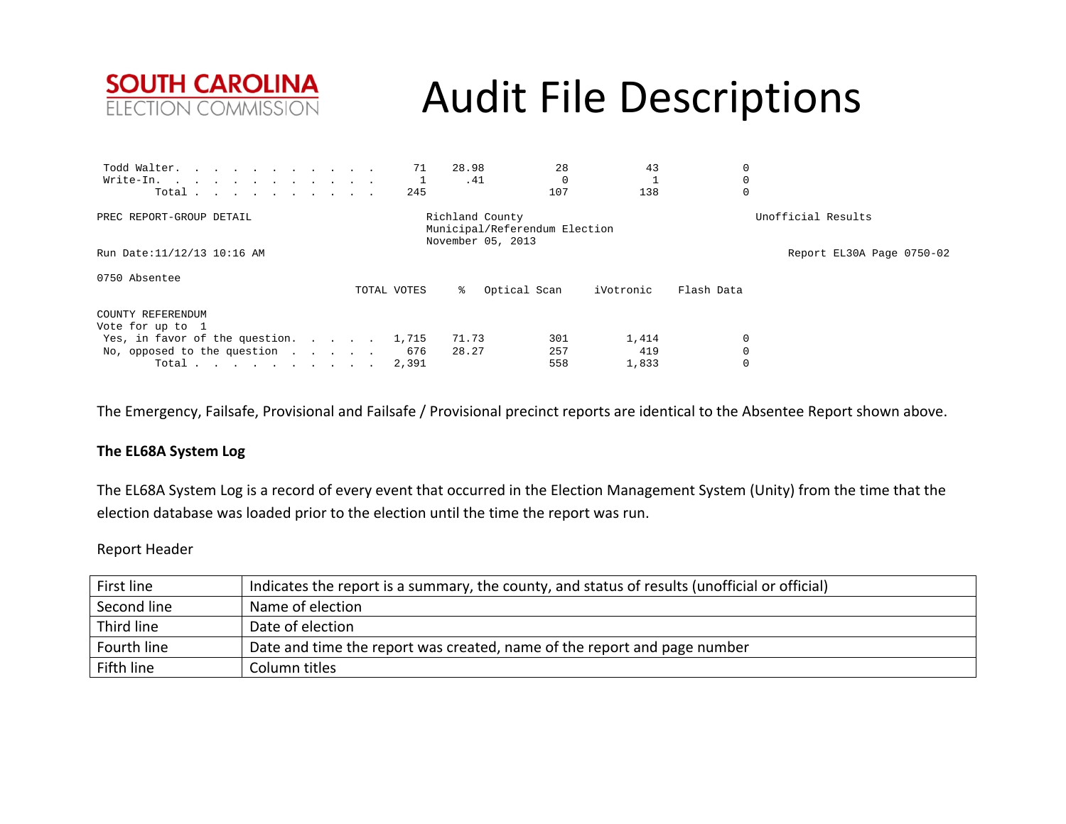```
 Todd Walter. . . . . . . . . . . . .      71    28.98           28           43            0
 Write-In. . . . . . . . . . . . . .        1      .41            0            1            0
        Total . . . . . . . . . . . .     245                   107          138            0

PREC REPORT-GROUP DETAIL                           Richland County                                  Unofficial Results
                                                   Municipal/Referendum Election
                                                   November 05, 2013
Run Date:11/12/13 10:16 AM                                                                              Report EL30A Page 0750-02

0750 Absentee
                                        TOTAL VOTES     %   Optical Scan     iVotronic    Flash Data

COUNTY REFERENDUM
Vote for up to  1
 Yes, in favor of the question. . . . .   1,715    71.73          301        1,414            0
 No, opposed to the question  . . . . .     676    28.27          257          419            0
        Total . . . . . . . . . . . .     2,391                   558        1,833            0
```

The Emergency, Failsafe, Provisional and Failsafe / Provisional precinct reports are identical to the Absentee Report shown above.

**The EL68A System Log**

The EL68A System Log is a record of every event that occurred in the Election Management System (Unity) from the time that the election database was loaded prior to the election until the time the report was run.

Report Header

| | |
|---|---|
| First line | Indicates the report is a summary, the county, and status of results (unofficial or official) |
| Second line | Name of election |
| Third line | Date of election |
| Fourth line | Date and time the report was created, name of the report and page number |
| Fifth line | Column titles |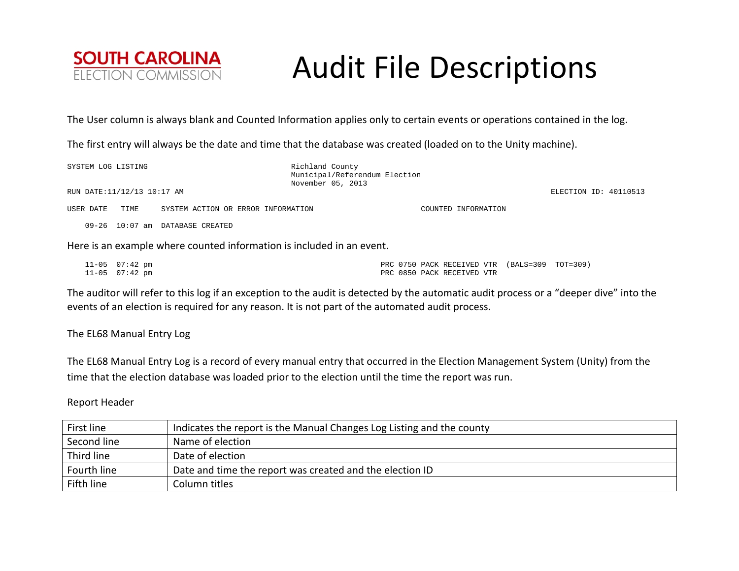# Audit File Descriptions

The User column is always blank and Counted Information applies only to certain events or operations contained in the log.

The first entry will always be the date and time that the database was created (loaded on to the Unity machine).

```
SYSTEM LOG LISTING                                       Richland County
                                                         Municipal/Referendum Election
                                                         November 05, 2013
RUN DATE:11/12/13 10:17 AM                                                                                  ELECTION ID: 40110513

USER DATE   TIME     SYSTEM ACTION OR ERROR INFORMATION                       COUNTED INFORMATION

    09-26  10:07 am  DATABASE CREATED
```

Here is an example where counted information is included in an event.

```
    11-05  07:42 pm                                                   PRC 0750 PACK RECEIVED VTR  (BALS=309  TOT=309)
    11-05  07:42 pm                                                   PRC 0850 PACK RECEIVED VTR
```

The auditor will refer to this log if an exception to the audit is detected by the automatic audit process or a "deeper dive" into the events of an election is required for any reason. It is not part of the automated audit process.

The EL68 Manual Entry Log

The EL68 Manual Entry Log is a record of every manual entry that occurred in the Election Management System (Unity) from the time that the election database was loaded prior to the election until the time the report was run.

Report Header

| | |
|---|---|
| First line | Indicates the report is the Manual Changes Log Listing and the county |
| Second line | Name of election |
| Third line | Date of election |
| Fourth line | Date and time the report was created and the election ID |
| Fifth line | Column titles |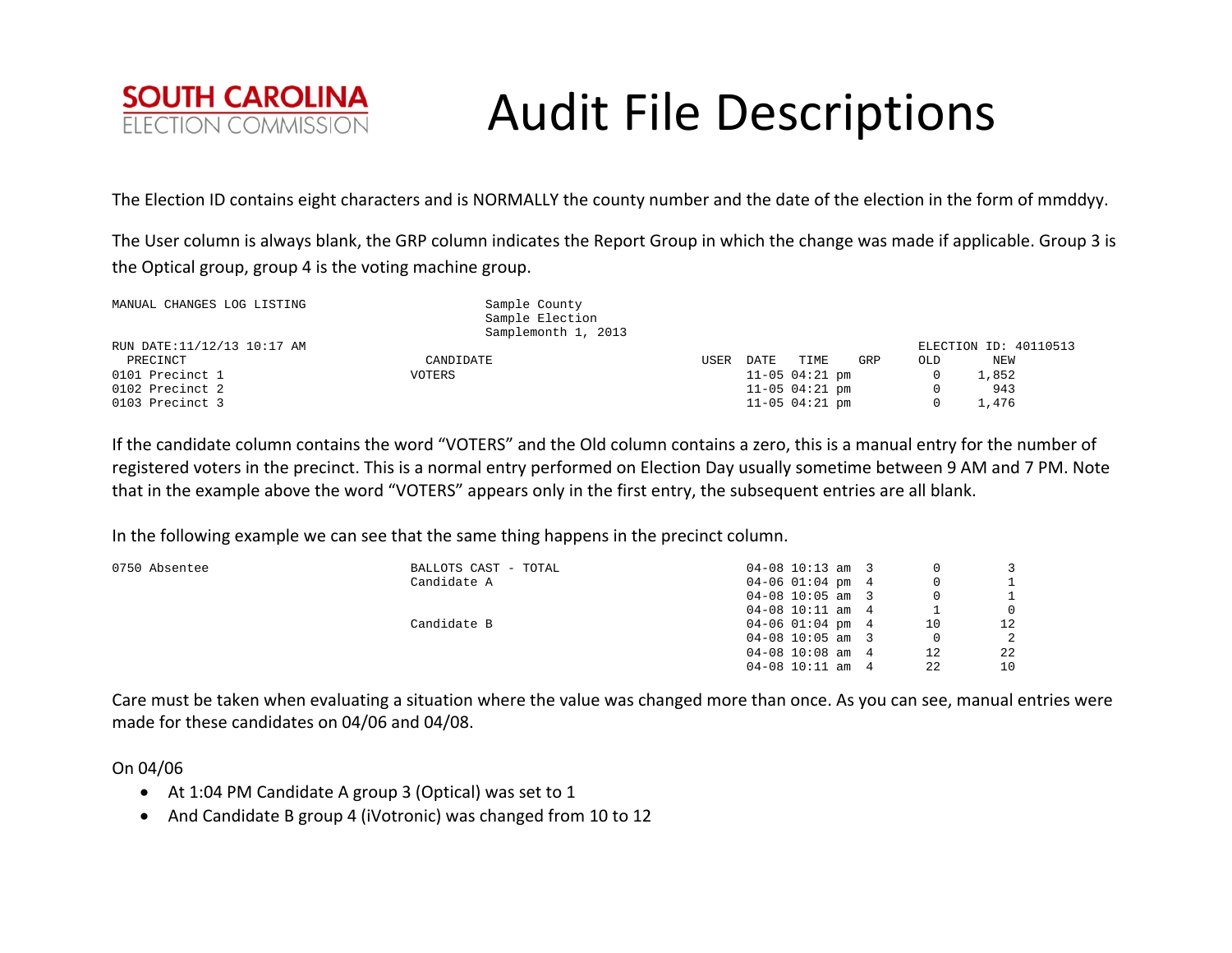SOUTH CAROLINA
ELECTION COMMISSION

# Audit File Descriptions

The Election ID contains eight characters and is NORMALLY the county number and the date of the election in the form of mmddyy.

The User column is always blank, the GRP column indicates the Report Group in which the change was made if applicable. Group 3 is the Optical group, group 4 is the voting machine group.

```
MANUAL CHANGES LOG LISTING                       Sample County
                                                 Sample Election
                                                 Samplemonth 1, 2013
RUN DATE:11/12/13 10:17 AM                                                                                 ELECTION ID: 40110513
  PRECINCT                               CANDIDATE                             USER  DATE   TIME    GRP      OLD        NEW
0101 Precinct 1                        VOTERS                                        11-05 04:21 pm             0      1,852
0102 Precinct 2                                                                      11-05 04:21 pm             0        943
0103 Precinct 3                                                                      11-05 04:21 pm             0      1,476
```

If the candidate column contains the word "VOTERS" and the Old column contains a zero, this is a manual entry for the number of registered voters in the precinct. This is a normal entry performed on Election Day usually sometime between 9 AM and 7 PM. Note that in the example above the word "VOTERS" appears only in the first entry, the subsequent entries are all blank.

In the following example we can see that the same thing happens in the precinct column.

```
0750 Absentee                          BALLOTS CAST - TOTAL                          04-08 10:13 am  3          0          3
                                       Candidate A                                   04-06 01:04 pm  4          0          1
                                                                                     04-08 10:05 am  3          0          1
                                                                                     04-08 10:11 am  4          1          0
                                       Candidate B                                   04-06 01:04 pm  4         10         12
                                                                                     04-08 10:05 am  3          0          2
                                                                                     04-08 10:08 am  4         12         22
                                                                                     04-08 10:11 am  4         22         10
```

Care must be taken when evaluating a situation where the value was changed more than once. As you can see, manual entries were made for these candidates on 04/06 and 04/08.

On 04/06

- At 1:04 PM Candidate A group 3 (Optical) was set to 1
- And Candidate B group 4 (iVotronic) was changed from 10 to 12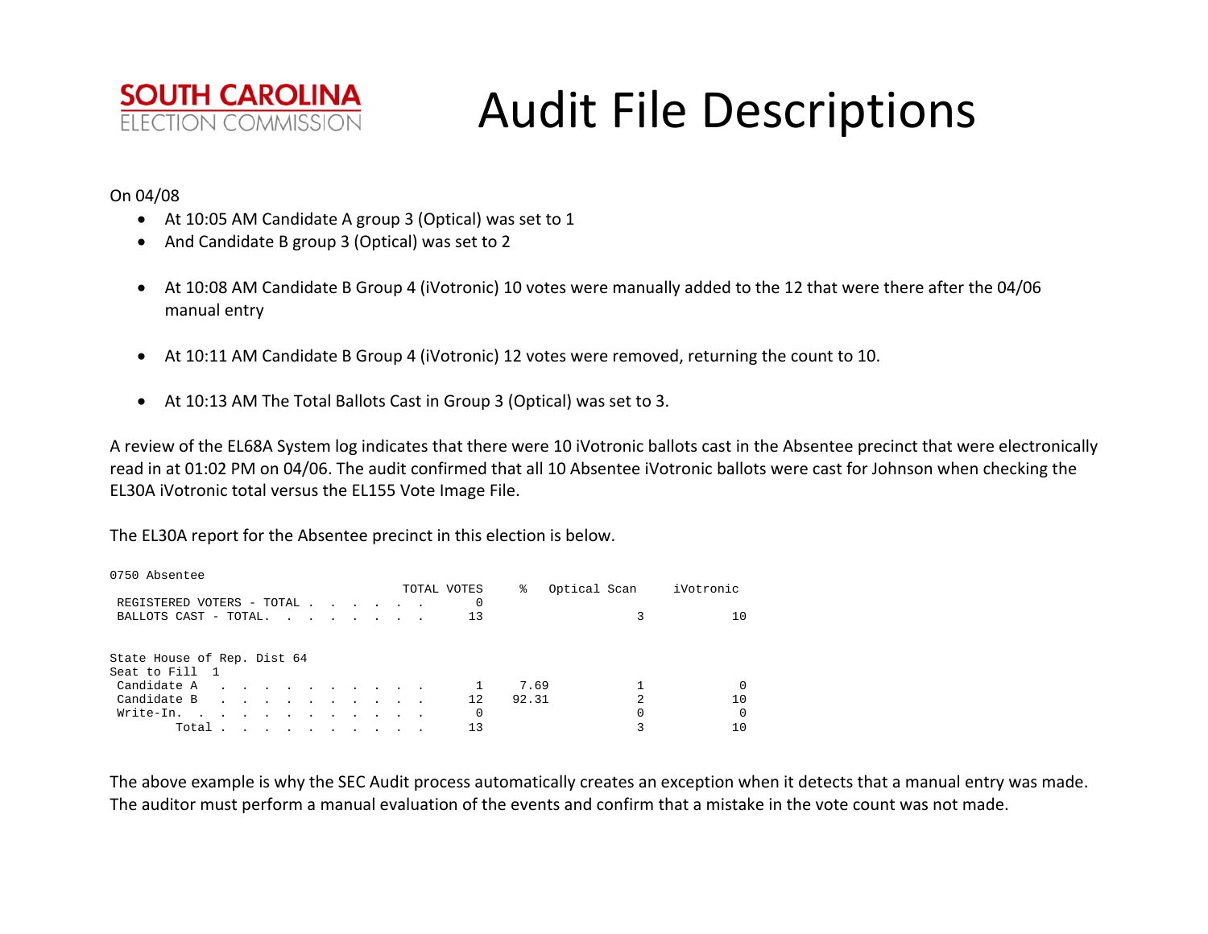# Audit File Descriptions

On 04/08

- At 10:05 AM Candidate A group 3 (Optical) was set to 1
- And Candidate B group 3 (Optical) was set to 2
- At 10:08 AM Candidate B Group 4 (iVotronic) 10 votes were manually added to the 12 that were there after the 04/06 manual entry
- At 10:11 AM Candidate B Group 4 (iVotronic) 12 votes were removed, returning the count to 10.
- At 10:13 AM The Total Ballots Cast in Group 3 (Optical) was set to 3.

A review of the EL68A System log indicates that there were 10 iVotronic ballots cast in the Absentee precinct that were electronically read in at 01:02 PM on 04/06. The audit confirmed that all 10 Absentee iVotronic ballots were cast for Johnson when checking the EL30A iVotronic total versus the EL155 Vote Image File.

The EL30A report for the Absentee precinct in this election is below.

```
0750 Absentee
                                        TOTAL VOTES     %   Optical Scan     iVotronic
 REGISTERED VOTERS - TOTAL . . . . . .            0
 BALLOTS CAST - TOTAL. . . . . . . . .           13                    3            10


State House of Rep. Dist 64
Seat to Fill  1
 Candidate A  . . . . . . . . . . . .             1    7.69            1             0
 Candidate B  . . . . . . . . . . . .            12   92.31            2            10
 Write-In.  . . . . . . . . . . . . .             0                    0             0
         Total . . . . . . . . . . . .           13                    3            10
```

The above example is why the SEC Audit process automatically creates an exception when it detects that a manual entry was made. The auditor must perform a manual evaluation of the events and confirm that a mistake in the vote count was not made.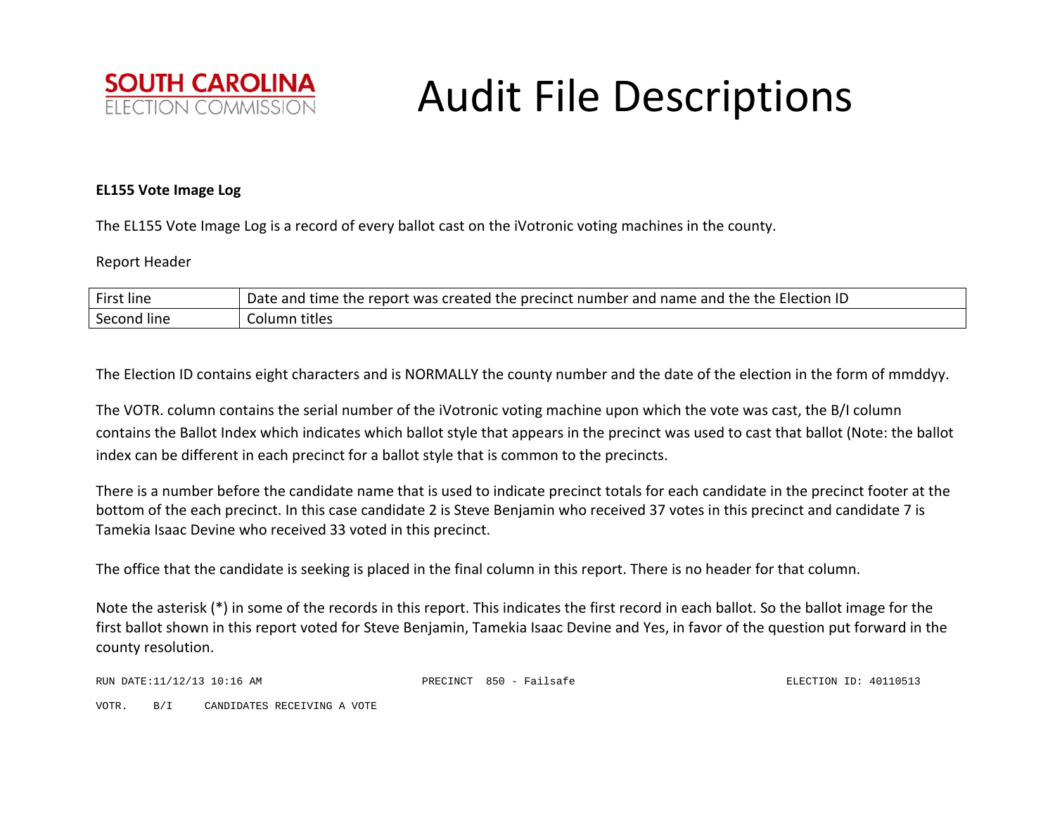# Audit File Descriptions

SOUTH CAROLINA
ELECTION COMMISSION

**EL155 Vote Image Log**

The EL155 Vote Image Log is a record of every ballot cast on the iVotronic voting machines in the county.

Report Header

| First line | Date and time the report was created the precinct number and name and the the Election ID |
|---|---|
| Second line | Column titles |

The Election ID contains eight characters and is NORMALLY the county number and the date of the election in the form of mmddyy.

The VOTR. column contains the serial number of the iVotronic voting machine upon which the vote was cast, the B/I column contains the Ballot Index which indicates which ballot style that appears in the precinct was used to cast that ballot (Note: the ballot index can be different in each precinct for a ballot style that is common to the precincts.

There is a number before the candidate name that is used to indicate precinct totals for each candidate in the precinct footer at the bottom of the each precinct. In this case candidate 2 is Steve Benjamin who received 37 votes in this precinct and candidate 7 is Tamekia Isaac Devine who received 33 voted in this precinct.

The office that the candidate is seeking is placed in the final column in this report. There is no header for that column.

Note the asterisk (*) in some of the records in this report. This indicates the first record in each ballot. So the ballot image for the first ballot shown in this report voted for Steve Benjamin, Tamekia Isaac Devine and Yes, in favor of the question put forward in the county resolution.

```
RUN DATE:11/12/13 10:16 AM                    PRECINCT  850 - Failsafe                              ELECTION ID: 40110513

VOTR.    B/I     CANDIDATES RECEIVING A VOTE
```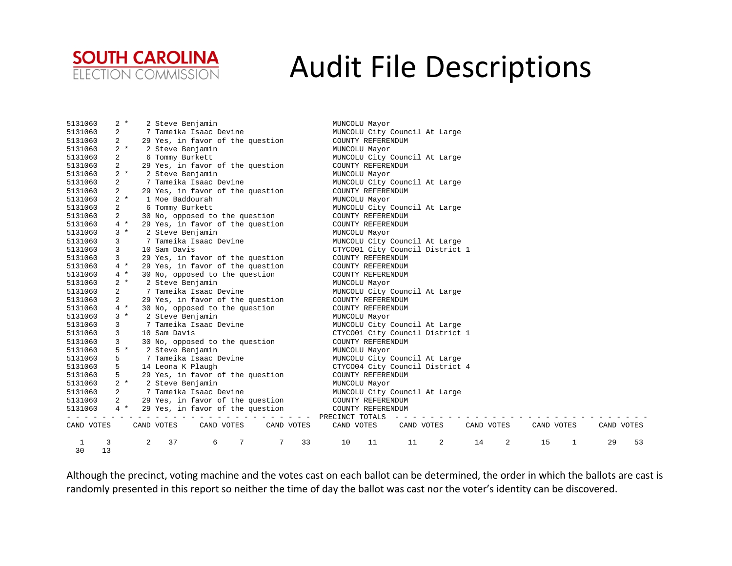SOUTH CAROLINA
ELECTION COMMISSION

# Audit File Descriptions

```
5131060    2 *    2 Steve Benjamin                          MUNCOLU Mayor
5131060    2      7 Tameika Isaac Devine                    MUNCOLU City Council At Large
5131060    2     29 Yes, in favor of the question           COUNTY REFERENDUM
5131060    2 *    2 Steve Benjamin                          MUNCOLU Mayor
5131060    2      6 Tommy Burkett                           MUNCOLU City Council At Large
5131060    2     29 Yes, in favor of the question           COUNTY REFERENDUM
5131060    2 *    2 Steve Benjamin                          MUNCOLU Mayor
5131060    2      7 Tameika Isaac Devine                    MUNCOLU City Council At Large
5131060    2     29 Yes, in favor of the question           COUNTY REFERENDUM
5131060    2 *    1 Moe Baddourah                           MUNCOLU Mayor
5131060    2      6 Tommy Burkett                           MUNCOLU City Council At Large
5131060    2     30 No, opposed to the question             COUNTY REFERENDUM
5131060    4 *   29 Yes, in favor of the question           COUNTY REFERENDUM
5131060    3 *    2 Steve Benjamin                          MUNCOLU Mayor
5131060    3      7 Tameika Isaac Devine                    MUNCOLU City Council At Large
5131060    3     10 Sam Davis                               CTYCO01 City Council District 1
5131060    3     29 Yes, in favor of the question           COUNTY REFERENDUM
5131060    4 *   29 Yes, in favor of the question           COUNTY REFERENDUM
5131060    4 *   30 No, opposed to the question             COUNTY REFERENDUM
5131060    2 *    2 Steve Benjamin                          MUNCOLU Mayor
5131060    2      7 Tameika Isaac Devine                    MUNCOLU City Council At Large
5131060    2     29 Yes, in favor of the question           COUNTY REFERENDUM
5131060    4 *   30 No, opposed to the question             COUNTY REFERENDUM
5131060    3 *    2 Steve Benjamin                          MUNCOLU Mayor
5131060    3      7 Tameika Isaac Devine                    MUNCOLU City Council At Large
5131060    3     10 Sam Davis                               CTYCO01 City Council District 1
5131060    3     30 No, opposed to the question             COUNTY REFERENDUM
5131060    5 *    2 Steve Benjamin                          MUNCOLU Mayor
5131060    5      7 Tameika Isaac Devine                    MUNCOLU City Council At Large
5131060    5     14 Leona K Plaugh                          CTYCO04 City Council District 4
5131060    5     29 Yes, in favor of the question           COUNTY REFERENDUM
5131060    2 *    2 Steve Benjamin                          MUNCOLU Mayor
5131060    2      7 Tameika Isaac Devine                    MUNCOLU City Council At Large
5131060    2     29 Yes, in favor of the question           COUNTY REFERENDUM
5131060    4 *   29 Yes, in favor of the question           COUNTY REFERENDUM
- - - - - - - - - - - - - - - - - - - - - - - - - - - - PRECINCT TOTALS - - - - - - - - - - - - - - - - - - - - - - - - - - - - - - -
CAND VOTES     CAND VOTES     CAND VOTES     CAND VOTES     CAND VOTES     CAND VOTES     CAND VOTES     CAND VOTES     CAND VOTES

   1     3        2    37        6     7        7    33       10    11       11     2       14     2       15     1       29    53
  30    13
```

Although the precinct, voting machine and the votes cast on each ballot can be determined, the order in which the ballots are cast is randomly presented in this report so neither the time of day the ballot was cast nor the voter's identity can be discovered.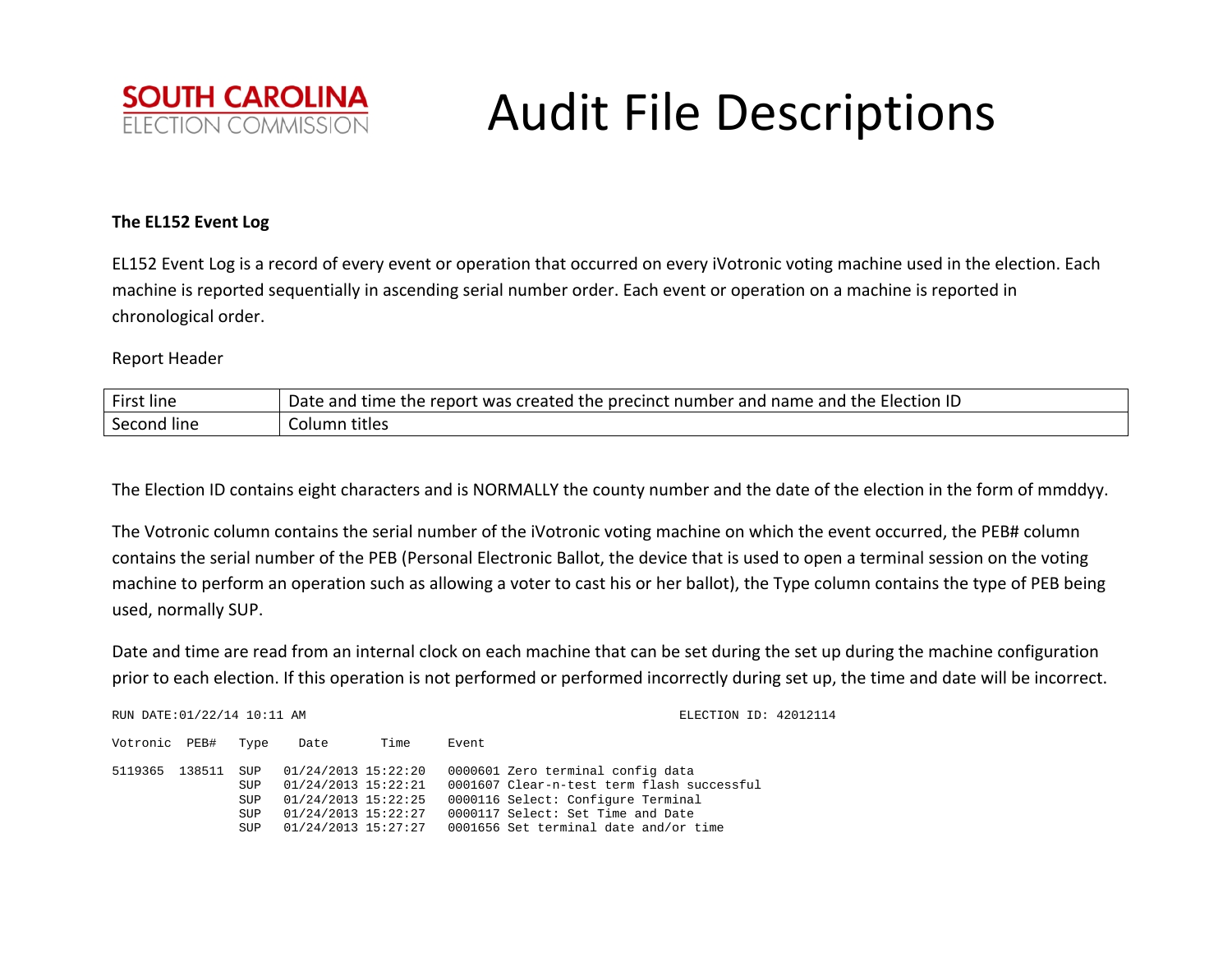# Audit File Descriptions

**SOUTH CAROLINA**
ELECTION COMMISSION

**The EL152 Event Log**

EL152 Event Log is a record of every event or operation that occurred on every iVotronic voting machine used in the election. Each machine is reported sequentially in ascending serial number order. Each event or operation on a machine is reported in chronological order.

Report Header

| First line | Date and time the report was created the precinct number and name and the Election ID |
|---|---|
| Second line | Column titles |

The Election ID contains eight characters and is NORMALLY the county number and the date of the election in the form of mmddyy.

The Votronic column contains the serial number of the iVotronic voting machine on which the event occurred, the PEB# column contains the serial number of the PEB (Personal Electronic Ballot, the device that is used to open a terminal session on the voting machine to perform an operation such as allowing a voter to cast his or her ballot), the Type column contains the type of PEB being used, normally SUP.

Date and time are read from an internal clock on each machine that can be set during the set up during the machine configuration prior to each election. If this operation is not performed or performed incorrectly during set up, the time and date will be incorrect.

```
RUN DATE:01/22/14 10:11 AM                                          ELECTION ID: 42012114

Votronic  PEB#   Type    Date       Time      Event

5119365  138511  SUP   01/24/2013 15:22:20   0000601 Zero terminal config data
                 SUP   01/24/2013 15:22:21   0001607 Clear-n-test term flash successful
                 SUP   01/24/2013 15:22:25   0000116 Select: Configure Terminal
                 SUP   01/24/2013 15:22:27   0000117 Select: Set Time and Date
                 SUP   01/24/2013 15:27:27   0001656 Set terminal date and/or time
```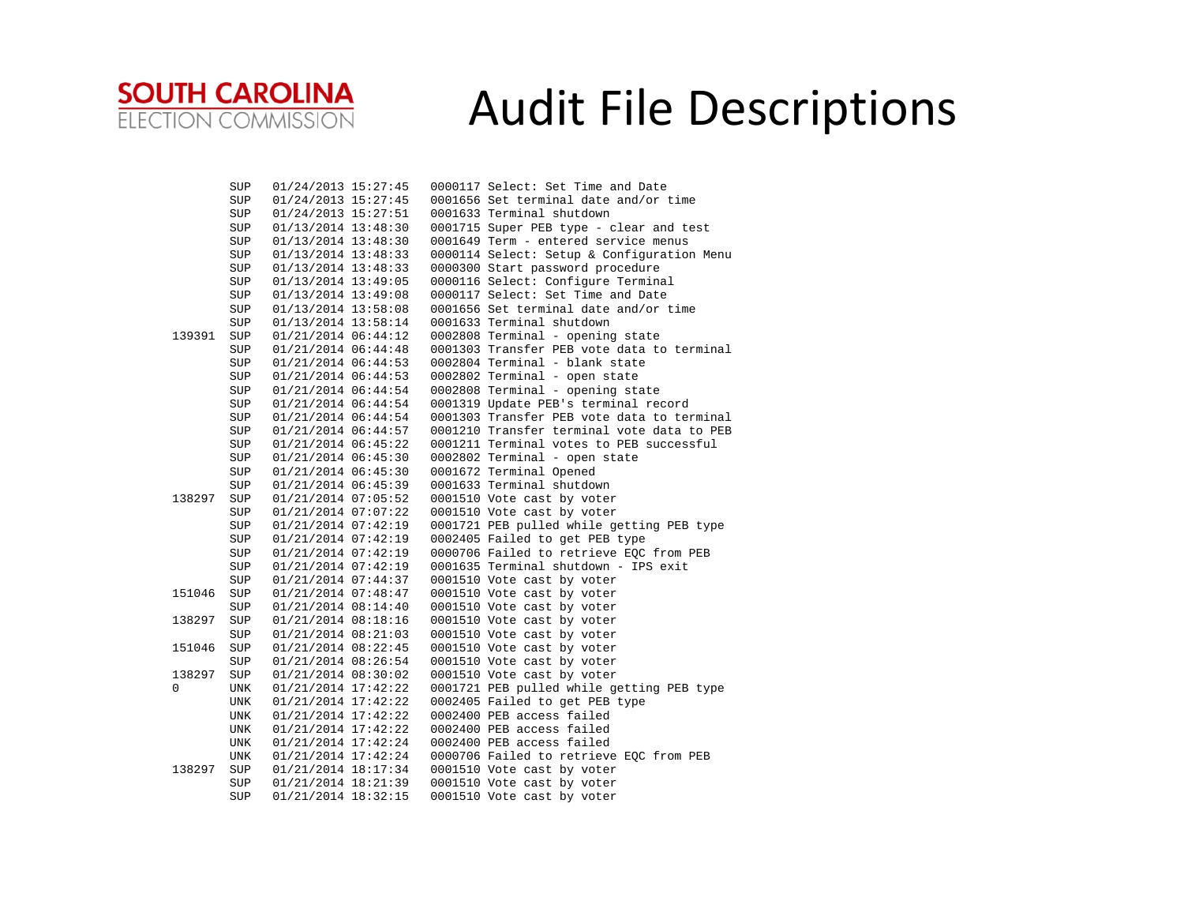# Audit File Descriptions

```
        SUP   01/24/2013 15:27:45   0000117 Select: Set Time and Date
        SUP   01/24/2013 15:27:45   0001656 Set terminal date and/or time
        SUP   01/24/2013 15:27:51   0001633 Terminal shutdown
        SUP   01/13/2014 13:48:30   0001715 Super PEB type - clear and test
        SUP   01/13/2014 13:48:30   0001649 Term - entered service menus
        SUP   01/13/2014 13:48:33   0000114 Select: Setup & Configuration Menu
        SUP   01/13/2014 13:48:33   0000300 Start password procedure
        SUP   01/13/2014 13:49:05   0000116 Select: Configure Terminal
        SUP   01/13/2014 13:49:08   0000117 Select: Set Time and Date
        SUP   01/13/2014 13:58:08   0001656 Set terminal date and/or time
        SUP   01/13/2014 13:58:14   0001633 Terminal shutdown
139391  SUP   01/21/2014 06:44:12   0002808 Terminal - opening state
        SUP   01/21/2014 06:44:48   0001303 Transfer PEB vote data to terminal
        SUP   01/21/2014 06:44:53   0002804 Terminal - blank state
        SUP   01/21/2014 06:44:53   0002802 Terminal - open state
        SUP   01/21/2014 06:44:54   0002808 Terminal - opening state
        SUP   01/21/2014 06:44:54   0001319 Update PEB's terminal record
        SUP   01/21/2014 06:44:54   0001303 Transfer PEB vote data to terminal
        SUP   01/21/2014 06:44:57   0001210 Transfer terminal vote data to PEB
        SUP   01/21/2014 06:45:22   0001211 Terminal votes to PEB successful
        SUP   01/21/2014 06:45:30   0002802 Terminal - open state
        SUP   01/21/2014 06:45:30   0001672 Terminal Opened
        SUP   01/21/2014 06:45:39   0001633 Terminal shutdown
138297  SUP   01/21/2014 07:05:52   0001510 Vote cast by voter
        SUP   01/21/2014 07:07:22   0001510 Vote cast by voter
        SUP   01/21/2014 07:42:19   0001721 PEB pulled while getting PEB type
        SUP   01/21/2014 07:42:19   0002405 Failed to get PEB type
        SUP   01/21/2014 07:42:19   0000706 Failed to retrieve EQC from PEB
        SUP   01/21/2014 07:42:19   0001635 Terminal shutdown - IPS exit
        SUP   01/21/2014 07:44:37   0001510 Vote cast by voter
151046  SUP   01/21/2014 07:48:47   0001510 Vote cast by voter
        SUP   01/21/2014 08:14:40   0001510 Vote cast by voter
138297  SUP   01/21/2014 08:18:16   0001510 Vote cast by voter
        SUP   01/21/2014 08:21:03   0001510 Vote cast by voter
151046  SUP   01/21/2014 08:22:45   0001510 Vote cast by voter
        SUP   01/21/2014 08:26:54   0001510 Vote cast by voter
138297  SUP   01/21/2014 08:30:02   0001510 Vote cast by voter
0       UNK   01/21/2014 17:42:22   0001721 PEB pulled while getting PEB type
        UNK   01/21/2014 17:42:22   0002405 Failed to get PEB type
        UNK   01/21/2014 17:42:22   0002400 PEB access failed
        UNK   01/21/2014 17:42:22   0002400 PEB access failed
        UNK   01/21/2014 17:42:24   0002400 PEB access failed
        UNK   01/21/2014 17:42:24   0000706 Failed to retrieve EQC from PEB
138297  SUP   01/21/2014 18:17:34   0001510 Vote cast by voter
        SUP   01/21/2014 18:21:39   0001510 Vote cast by voter
        SUP   01/21/2014 18:32:15   0001510 Vote cast by voter
```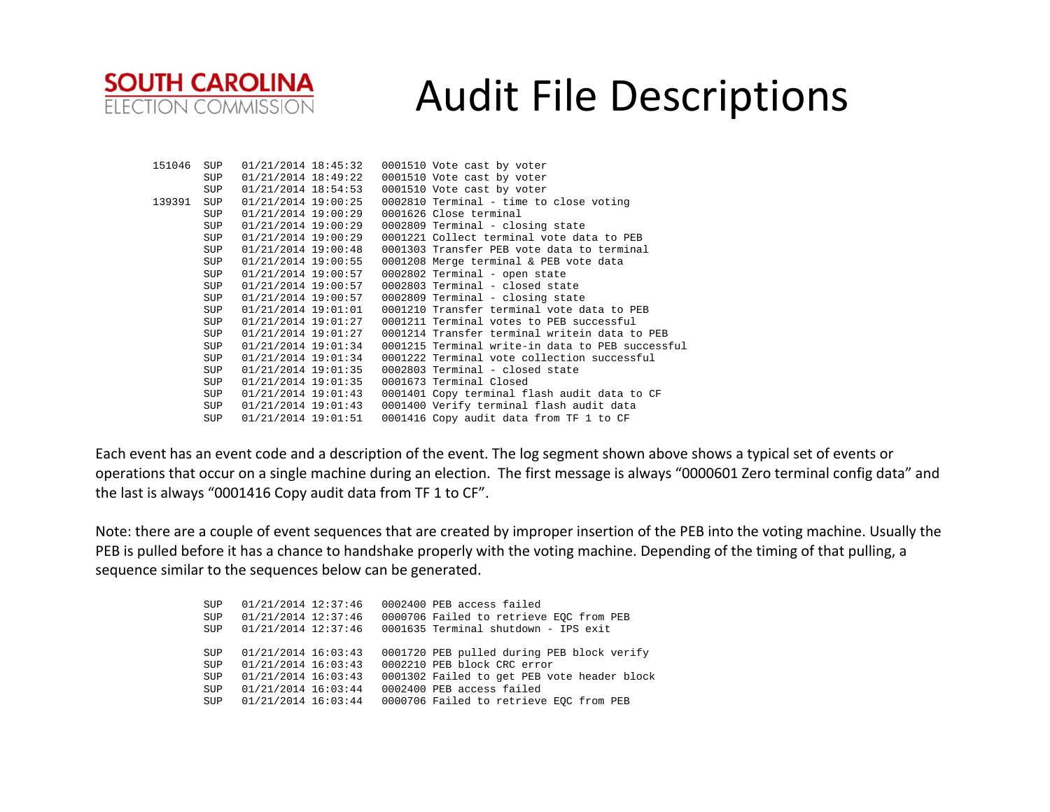SOUTH CAROLINA ELECTION COMMISSION

# Audit File Descriptions

```
151046  SUP   01/21/2014 18:45:32   0001510 Vote cast by voter
        SUP   01/21/2014 18:49:22   0001510 Vote cast by voter
        SUP   01/21/2014 18:54:53   0001510 Vote cast by voter
139391  SUP   01/21/2014 19:00:25   0002810 Terminal - time to close voting
        SUP   01/21/2014 19:00:29   0001626 Close terminal
        SUP   01/21/2014 19:00:29   0002809 Terminal - closing state
        SUP   01/21/2014 19:00:29   0001221 Collect terminal vote data to PEB
        SUP   01/21/2014 19:00:48   0001303 Transfer PEB vote data to terminal
        SUP   01/21/2014 19:00:55   0001208 Merge terminal & PEB vote data
        SUP   01/21/2014 19:00:57   0002802 Terminal - open state
        SUP   01/21/2014 19:00:57   0002803 Terminal - closed state
        SUP   01/21/2014 19:00:57   0002809 Terminal - closing state
        SUP   01/21/2014 19:01:01   0001210 Transfer terminal vote data to PEB
        SUP   01/21/2014 19:01:27   0001211 Terminal votes to PEB successful
        SUP   01/21/2014 19:01:27   0001214 Transfer terminal writein data to PEB
        SUP   01/21/2014 19:01:34   0001215 Terminal write-in data to PEB successful
        SUP   01/21/2014 19:01:34   0001222 Terminal vote collection successful
        SUP   01/21/2014 19:01:35   0002803 Terminal - closed state
        SUP   01/21/2014 19:01:35   0001673 Terminal Closed
        SUP   01/21/2014 19:01:43   0001401 Copy terminal flash audit data to CF
        SUP   01/21/2014 19:01:43   0001400 Verify terminal flash audit data
        SUP   01/21/2014 19:01:51   0001416 Copy audit data from TF 1 to CF
```

Each event has an event code and a description of the event. The log segment shown above shows a typical set of events or operations that occur on a single machine during an election. The first message is always “0000601 Zero terminal config data” and the last is always “0001416 Copy audit data from TF 1 to CF”.

Note: there are a couple of event sequences that are created by improper insertion of the PEB into the voting machine. Usually the PEB is pulled before it has a chance to handshake properly with the voting machine. Depending of the timing of that pulling, a sequence similar to the sequences below can be generated.

```
SUP   01/21/2014 12:37:46   0002400 PEB access failed
SUP   01/21/2014 12:37:46   0000706 Failed to retrieve EQC from PEB
SUP   01/21/2014 12:37:46   0001635 Terminal shutdown - IPS exit

SUP   01/21/2014 16:03:43   0001720 PEB pulled during PEB block verify
SUP   01/21/2014 16:03:43   0002210 PEB block CRC error
SUP   01/21/2014 16:03:43   0001302 Failed to get PEB vote header block
SUP   01/21/2014 16:03:44   0002400 PEB access failed
SUP   01/21/2014 16:03:44   0000706 Failed to retrieve EQC from PEB
```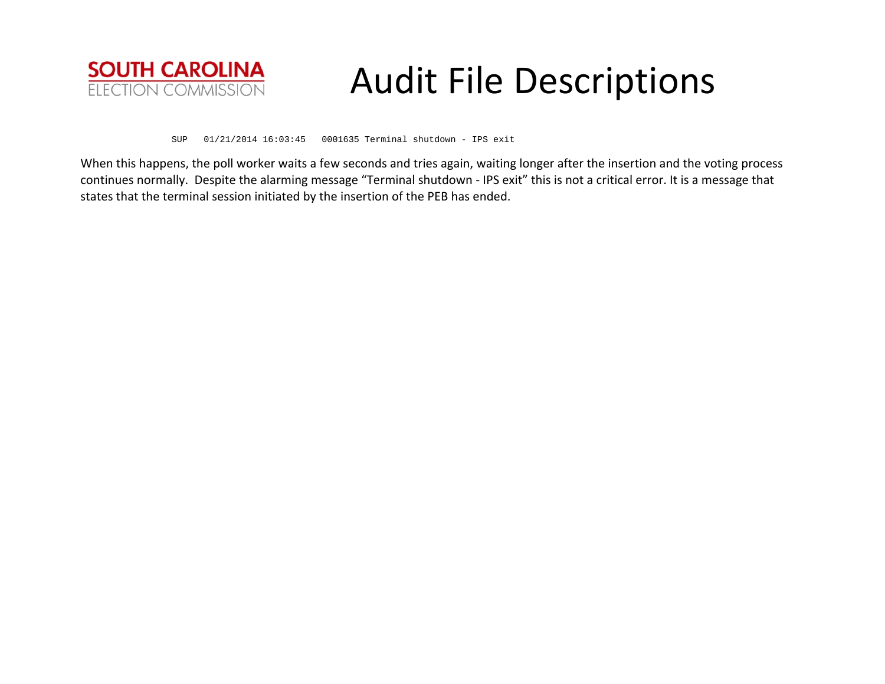```
SUP   01/21/2014 16:03:45   0001635 Terminal shutdown - IPS exit
```

When this happens, the poll worker waits a few seconds and tries again, waiting longer after the insertion and the voting process continues normally. Despite the alarming message "Terminal shutdown - IPS exit" this is not a critical error. It is a message that states that the terminal session initiated by the insertion of the PEB has ended.